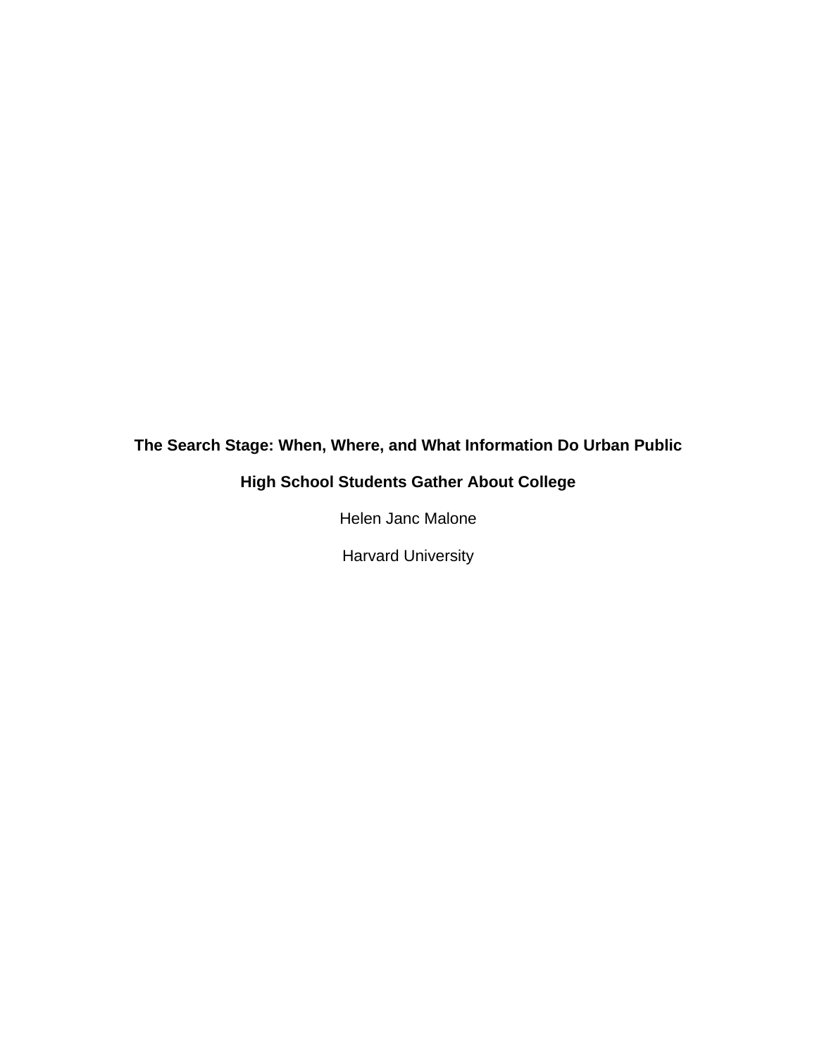# The Search Stage: When, Where, and What Information Do Urban Public High School Students Gather About College

Helen Janc Malone

Harvard University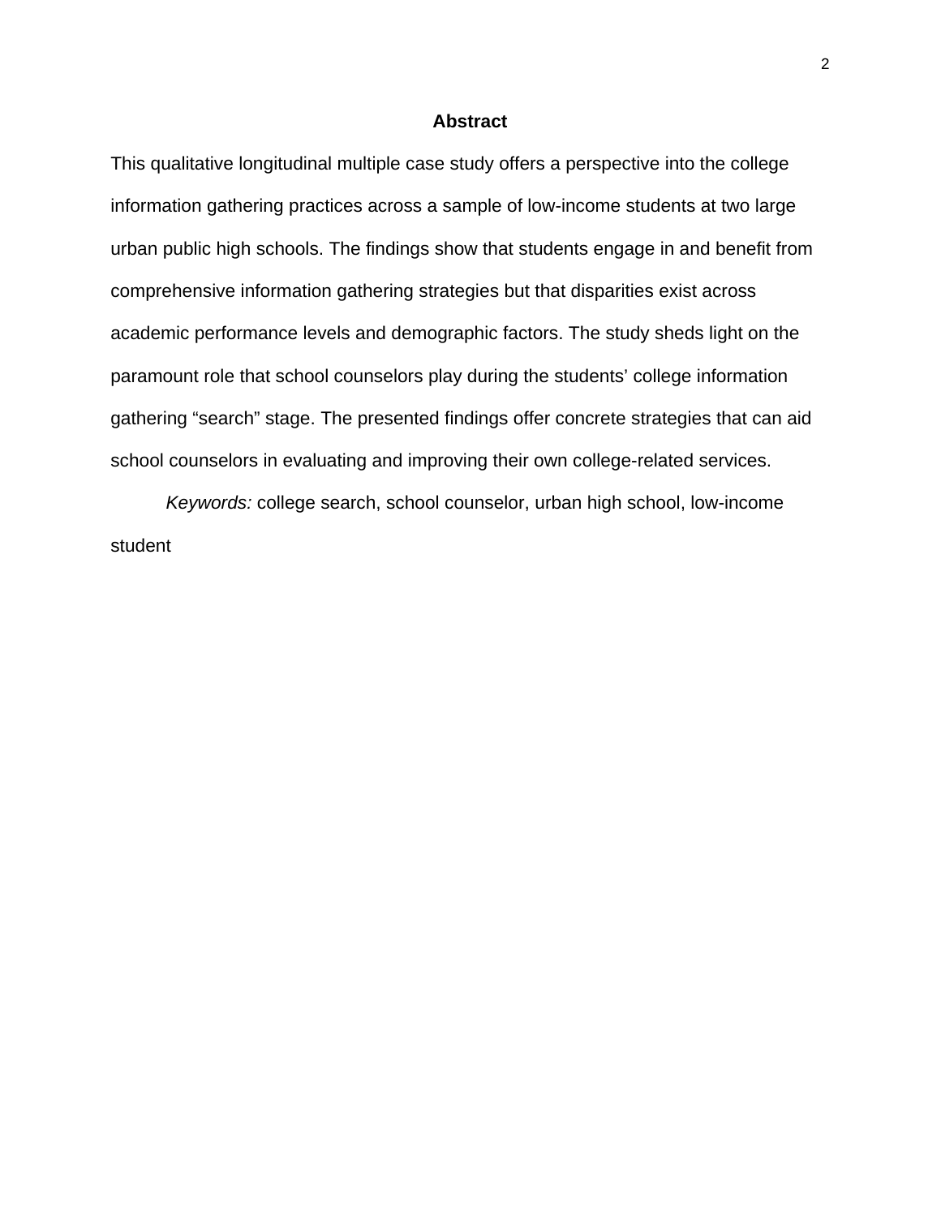## Abstract

This qualitative longitudinal multiple case study offers a perspective into the college information gathering practices across a sample of low-income students at two large urban public high schools. The findings show that students engage in and benefit from comprehensive information gathering strategies but that disparities exist across academic performance levels and demographic factors. The study sheds light on the paramount role that school counselors play during the students' college information gathering "search" stage. The presented findings offer concrete strategies that can aid school counselors in evaluating and improving their own college-related services.

*Keywords:* college search, school counselor, urban high school, low-income student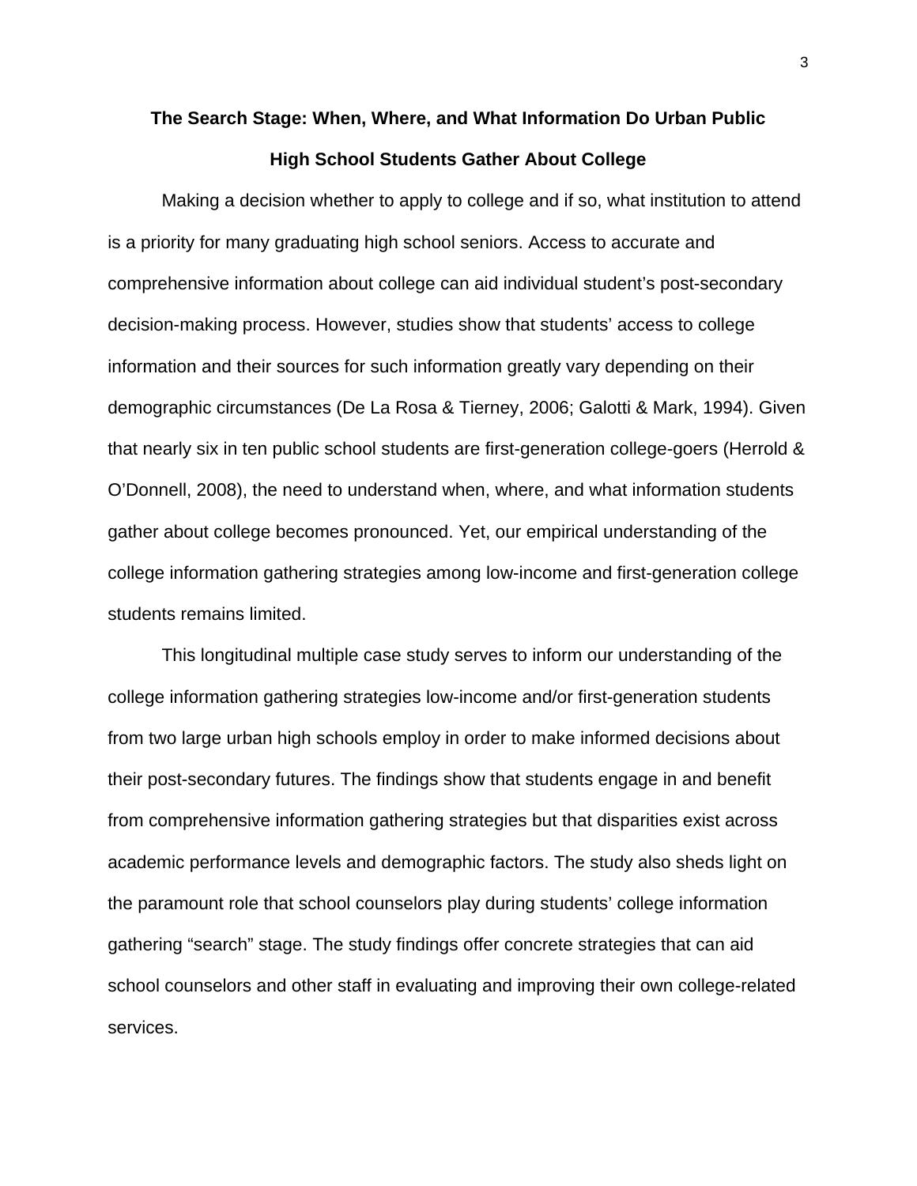# The Search Stage: When, Where, and What Information Do Urban Public High School Students Gather About College

Making a decision whether to apply to college and if so, what institution to attend is a priority for many graduating high school seniors. Access to accurate and comprehensive information about college can aid individual student's post-secondary decision-making process. However, studies show that students' access to college information and their sources for such information greatly vary depending on their demographic circumstances (De La Rosa & Tierney, 2006; Galotti & Mark, 1994). Given that nearly six in ten public school students are first-generation college-goers (Herrold & O'Donnell, 2008), the need to understand when, where, and what information students gather about college becomes pronounced. Yet, our empirical understanding of the college information gathering strategies among low-income and first-generation college students remains limited.

This longitudinal multiple case study serves to inform our understanding of the college information gathering strategies low-income and/or first-generation students from two large urban high schools employ in order to make informed decisions about their post-secondary futures. The findings show that students engage in and benefit from comprehensive information gathering strategies but that disparities exist across academic performance levels and demographic factors. The study also sheds light on the paramount role that school counselors play during students' college information gathering "search" stage. The study findings offer concrete strategies that can aid school counselors and other staff in evaluating and improving their own college-related services.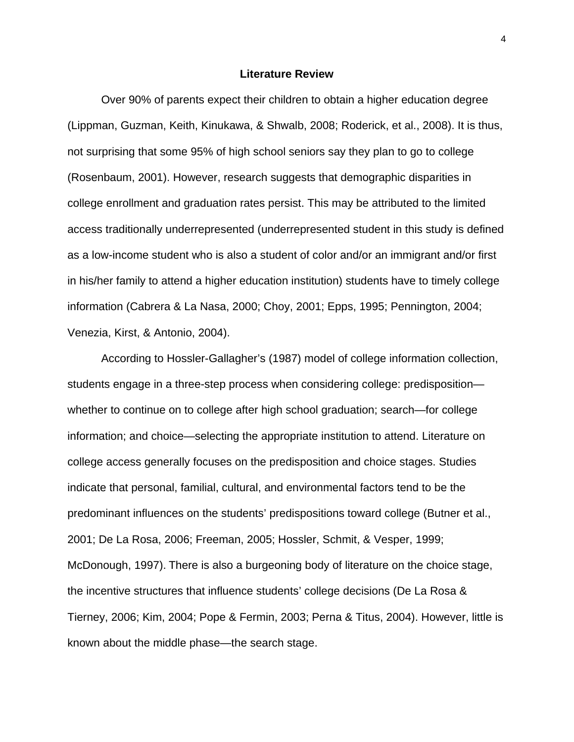## Literature Review

Over 90% of parents expect their children to obtain a higher education degree (Lippman, Guzman, Keith, Kinukawa, & Shwalb, 2008; Roderick, et al., 2008). It is thus, not surprising that some 95% of high school seniors say they plan to go to college (Rosenbaum, 2001). However, research suggests that demographic disparities in college enrollment and graduation rates persist. This may be attributed to the limited access traditionally underrepresented (underrepresented student in this study is defined as a low-income student who is also a student of color and/or an immigrant and/or first in his/her family to attend a higher education institution) students have to timely college information (Cabrera & La Nasa, 2000; Choy, 2001; Epps, 1995; Pennington, 2004; Venezia, Kirst, & Antonio, 2004).

According to Hossler-Gallagher's (1987) model of college information collection, students engage in a three-step process when considering college: predisposition—whether to continue on to college after high school graduation; search—for college information; and choice—selecting the appropriate institution to attend. Literature on college access generally focuses on the predisposition and choice stages. Studies indicate that personal, familial, cultural, and environmental factors tend to be the predominant influences on the students' predispositions toward college (Butner et al., 2001; De La Rosa, 2006; Freeman, 2005; Hossler, Schmit, & Vesper, 1999; McDonough, 1997). There is also a burgeoning body of literature on the choice stage, the incentive structures that influence students' college decisions (De La Rosa & Tierney, 2006; Kim, 2004; Pope & Fermin, 2003; Perna & Titus, 2004). However, little is known about the middle phase—the search stage.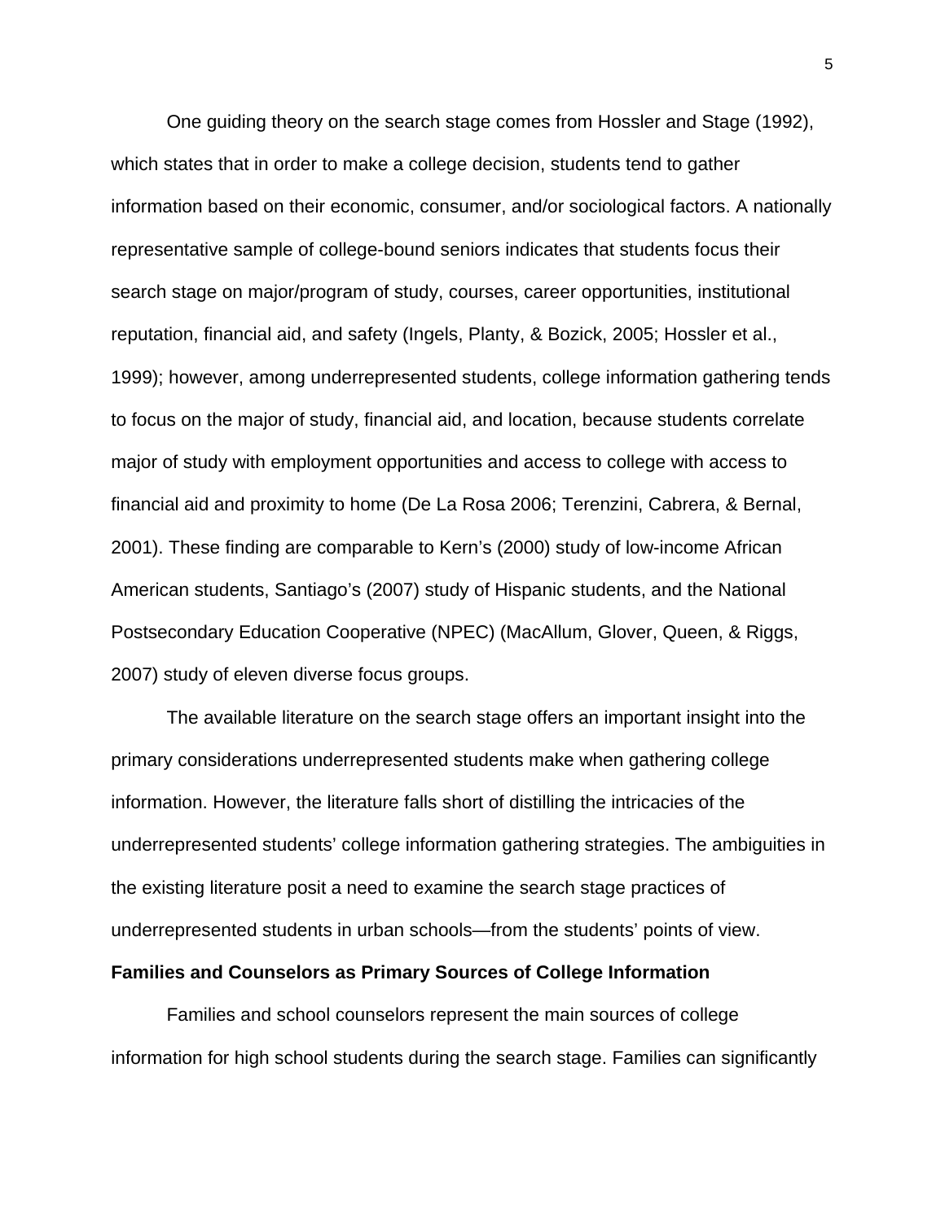One guiding theory on the search stage comes from Hossler and Stage (1992), which states that in order to make a college decision, students tend to gather information based on their economic, consumer, and/or sociological factors. A nationally representative sample of college-bound seniors indicates that students focus their search stage on major/program of study, courses, career opportunities, institutional reputation, financial aid, and safety (Ingels, Planty, & Bozick, 2005; Hossler et al., 1999); however, among underrepresented students, college information gathering tends to focus on the major of study, financial aid, and location, because students correlate major of study with employment opportunities and access to college with access to financial aid and proximity to home (De La Rosa 2006; Terenzini, Cabrera, & Bernal, 2001). These finding are comparable to Kern's (2000) study of low-income African American students, Santiago's (2007) study of Hispanic students, and the National Postsecondary Education Cooperative (NPEC) (MacAllum, Glover, Queen, & Riggs, 2007) study of eleven diverse focus groups.

The available literature on the search stage offers an important insight into the primary considerations underrepresented students make when gathering college information. However, the literature falls short of distilling the intricacies of the underrepresented students' college information gathering strategies. The ambiguities in the existing literature posit a need to examine the search stage practices of underrepresented students in urban schools—from the students' points of view.

**Families and Counselors as Primary Sources of College Information**

Families and school counselors represent the main sources of college information for high school students during the search stage. Families can significantly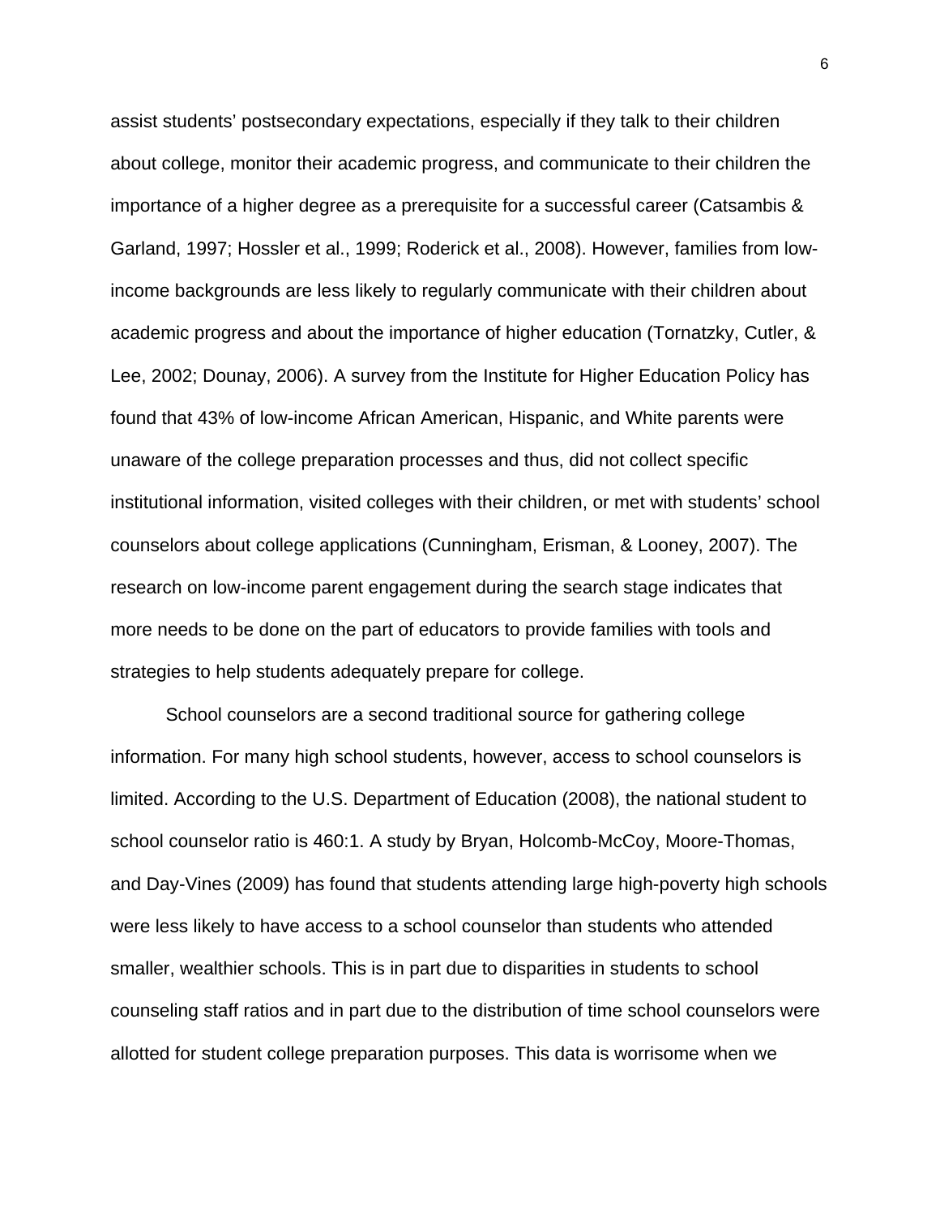assist students' postsecondary expectations, especially if they talk to their children about college, monitor their academic progress, and communicate to their children the importance of a higher degree as a prerequisite for a successful career (Catsambis & Garland, 1997; Hossler et al., 1999; Roderick et al., 2008). However, families from low-income backgrounds are less likely to regularly communicate with their children about academic progress and about the importance of higher education (Tornatzky, Cutler, & Lee, 2002; Dounay, 2006). A survey from the Institute for Higher Education Policy has found that 43% of low-income African American, Hispanic, and White parents were unaware of the college preparation processes and thus, did not collect specific institutional information, visited colleges with their children, or met with students' school counselors about college applications (Cunningham, Erisman, & Looney, 2007). The research on low-income parent engagement during the search stage indicates that more needs to be done on the part of educators to provide families with tools and strategies to help students adequately prepare for college.

School counselors are a second traditional source for gathering college information. For many high school students, however, access to school counselors is limited. According to the U.S. Department of Education (2008), the national student to school counselor ratio is 460:1. A study by Bryan, Holcomb-McCoy, Moore-Thomas, and Day-Vines (2009) has found that students attending large high-poverty high schools were less likely to have access to a school counselor than students who attended smaller, wealthier schools. This is in part due to disparities in students to school counseling staff ratios and in part due to the distribution of time school counselors were allotted for student college preparation purposes. This data is worrisome when we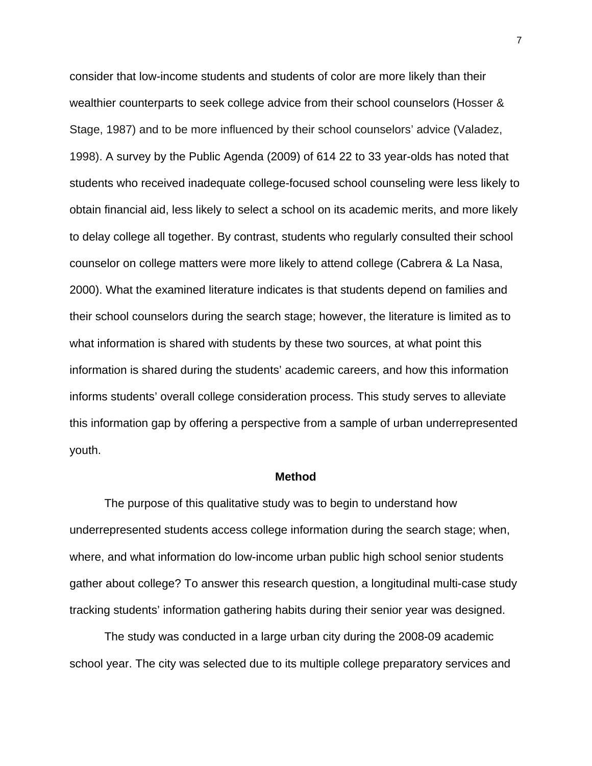consider that low-income students and students of color are more likely than their wealthier counterparts to seek college advice from their school counselors (Hosser & Stage, 1987) and to be more influenced by their school counselors' advice (Valadez, 1998). A survey by the Public Agenda (2009) of 614 22 to 33 year-olds has noted that students who received inadequate college-focused school counseling were less likely to obtain financial aid, less likely to select a school on its academic merits, and more likely to delay college all together. By contrast, students who regularly consulted their school counselor on college matters were more likely to attend college (Cabrera & La Nasa, 2000). What the examined literature indicates is that students depend on families and their school counselors during the search stage; however, the literature is limited as to what information is shared with students by these two sources, at what point this information is shared during the students' academic careers, and how this information informs students' overall college consideration process. This study serves to alleviate this information gap by offering a perspective from a sample of urban underrepresented youth.

## Method

The purpose of this qualitative study was to begin to understand how underrepresented students access college information during the search stage; when, where, and what information do low-income urban public high school senior students gather about college? To answer this research question, a longitudinal multi-case study tracking students' information gathering habits during their senior year was designed.

The study was conducted in a large urban city during the 2008-09 academic school year. The city was selected due to its multiple college preparatory services and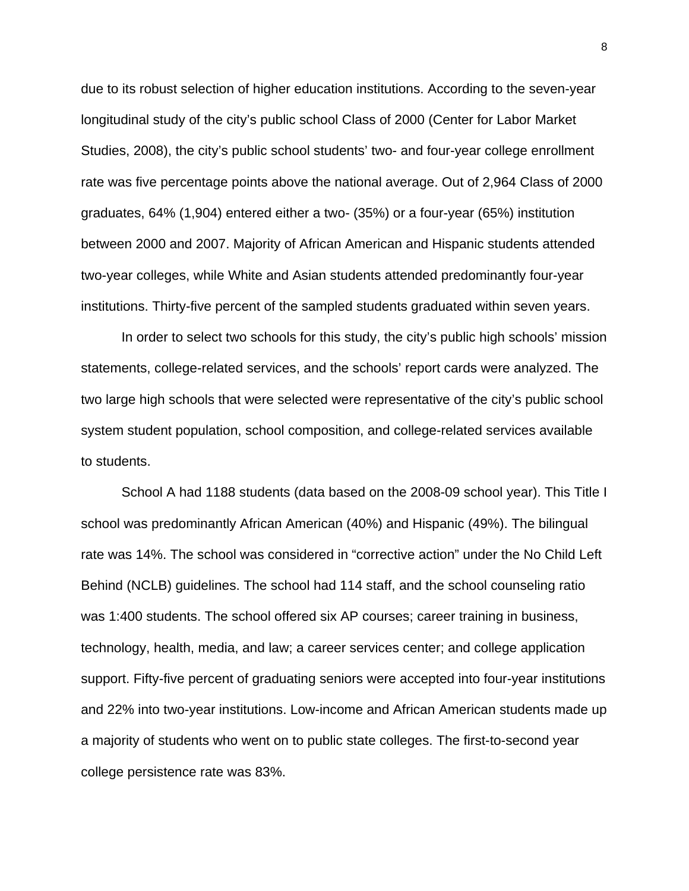due to its robust selection of higher education institutions. According to the seven-year longitudinal study of the city's public school Class of 2000 (Center for Labor Market Studies, 2008), the city's public school students' two- and four-year college enrollment rate was five percentage points above the national average. Out of 2,964 Class of 2000 graduates, 64% (1,904) entered either a two- (35%) or a four-year (65%) institution between 2000 and 2007. Majority of African American and Hispanic students attended two-year colleges, while White and Asian students attended predominantly four-year institutions. Thirty-five percent of the sampled students graduated within seven years.

In order to select two schools for this study, the city's public high schools' mission statements, college-related services, and the schools' report cards were analyzed. The two large high schools that were selected were representative of the city's public school system student population, school composition, and college-related services available to students.

School A had 1188 students (data based on the 2008-09 school year). This Title I school was predominantly African American (40%) and Hispanic (49%). The bilingual rate was 14%. The school was considered in "corrective action" under the No Child Left Behind (NCLB) guidelines. The school had 114 staff, and the school counseling ratio was 1:400 students. The school offered six AP courses; career training in business, technology, health, media, and law; a career services center; and college application support. Fifty-five percent of graduating seniors were accepted into four-year institutions and 22% into two-year institutions. Low-income and African American students made up a majority of students who went on to public state colleges. The first-to-second year college persistence rate was 83%.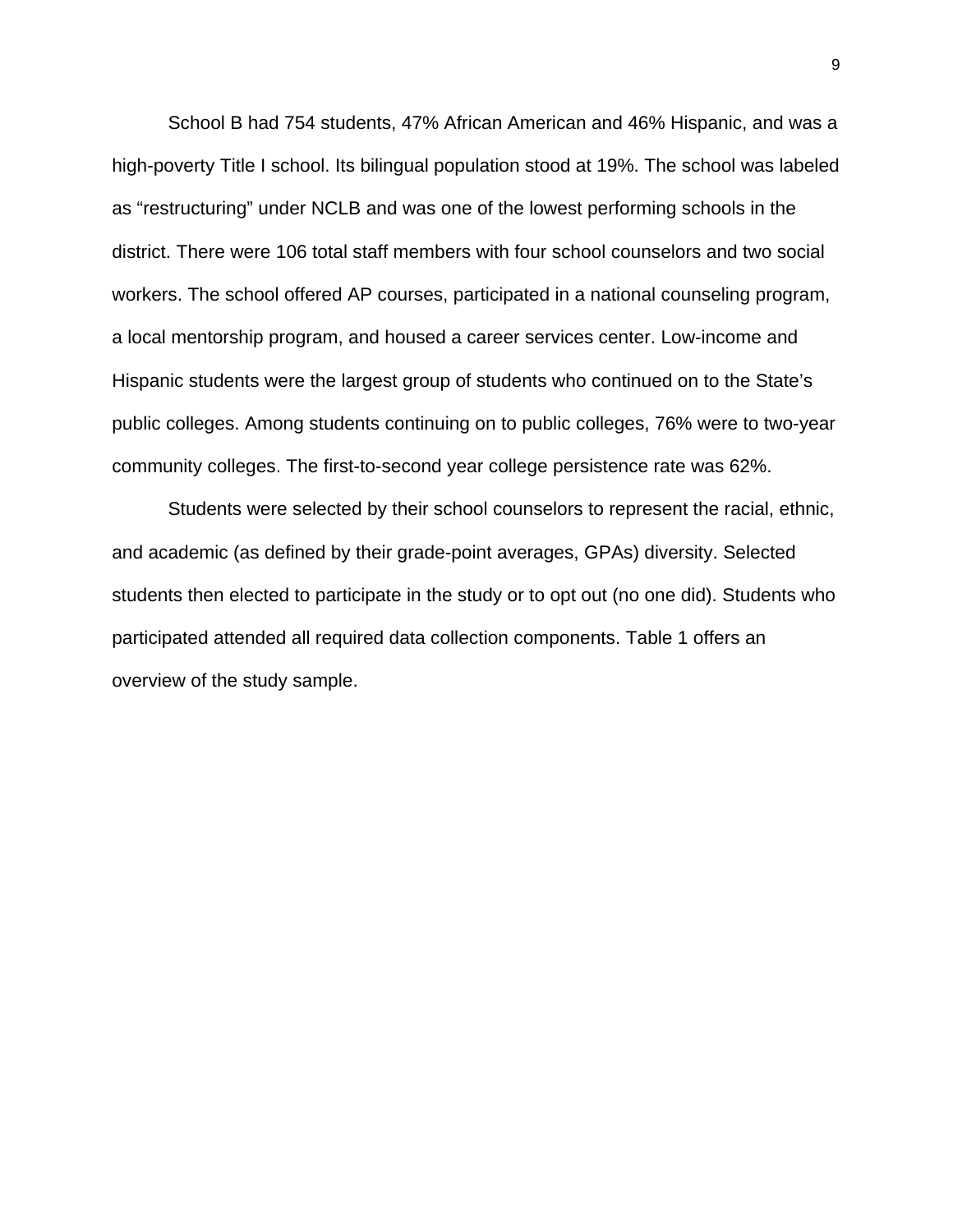School B had 754 students, 47% African American and 46% Hispanic, and was a high-poverty Title I school. Its bilingual population stood at 19%. The school was labeled as “restructuring” under NCLB and was one of the lowest performing schools in the district. There were 106 total staff members with four school counselors and two social workers. The school offered AP courses, participated in a national counseling program, a local mentorship program, and housed a career services center. Low-income and Hispanic students were the largest group of students who continued on to the State’s public colleges. Among students continuing on to public colleges, 76% were to two-year community colleges. The first-to-second year college persistence rate was 62%.

Students were selected by their school counselors to represent the racial, ethnic, and academic (as defined by their grade-point averages, GPAs) diversity. Selected students then elected to participate in the study or to opt out (no one did). Students who participated attended all required data collection components. Table 1 offers an overview of the study sample.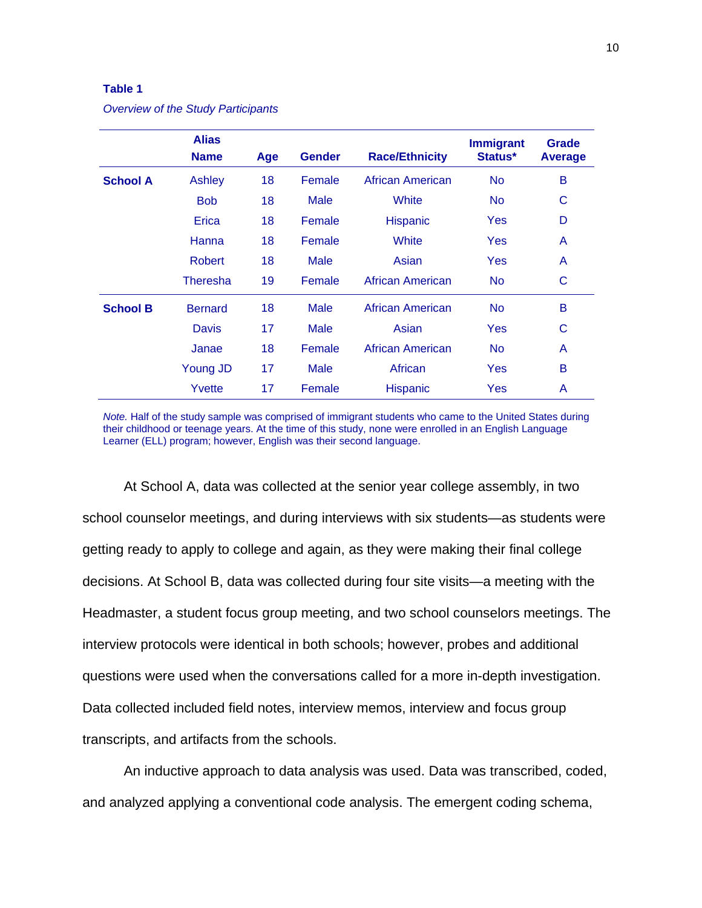**Table 1**

*Overview of the Study Participants*

| | Alias Name | Age | Gender | Race/Ethnicity | Immigrant Status* | Grade Average |
|---|---|---|---|---|---|---|
| **School A** | Ashley | 18 | Female | African American | No | B |
| | Bob | 18 | Male | White | No | C |
| | Erica | 18 | Female | Hispanic | Yes | D |
| | Hanna | 18 | Female | White | Yes | A |
| | Robert | 18 | Male | Asian | Yes | A |
| | Theresha | 19 | Female | African American | No | C |
| **School B** | Bernard | 18 | Male | African American | No | B |
| | Davis | 17 | Male | Asian | Yes | C |
| | Janae | 18 | Female | African American | No | A |
| | Young JD | 17 | Male | African | Yes | B |
| | Yvette | 17 | Female | Hispanic | Yes | A |

*Note.* Half of the study sample was comprised of immigrant students who came to the United States during their childhood or teenage years. At the time of this study, none were enrolled in an English Language Learner (ELL) program; however, English was their second language.

At School A, data was collected at the senior year college assembly, in two school counselor meetings, and during interviews with six students—as students were getting ready to apply to college and again, as they were making their final college decisions. At School B, data was collected during four site visits—a meeting with the Headmaster, a student focus group meeting, and two school counselors meetings. The interview protocols were identical in both schools; however, probes and additional questions were used when the conversations called for a more in-depth investigation. Data collected included field notes, interview memos, interview and focus group transcripts, and artifacts from the schools.

An inductive approach to data analysis was used. Data was transcribed, coded, and analyzed applying a conventional code analysis. The emergent coding schema,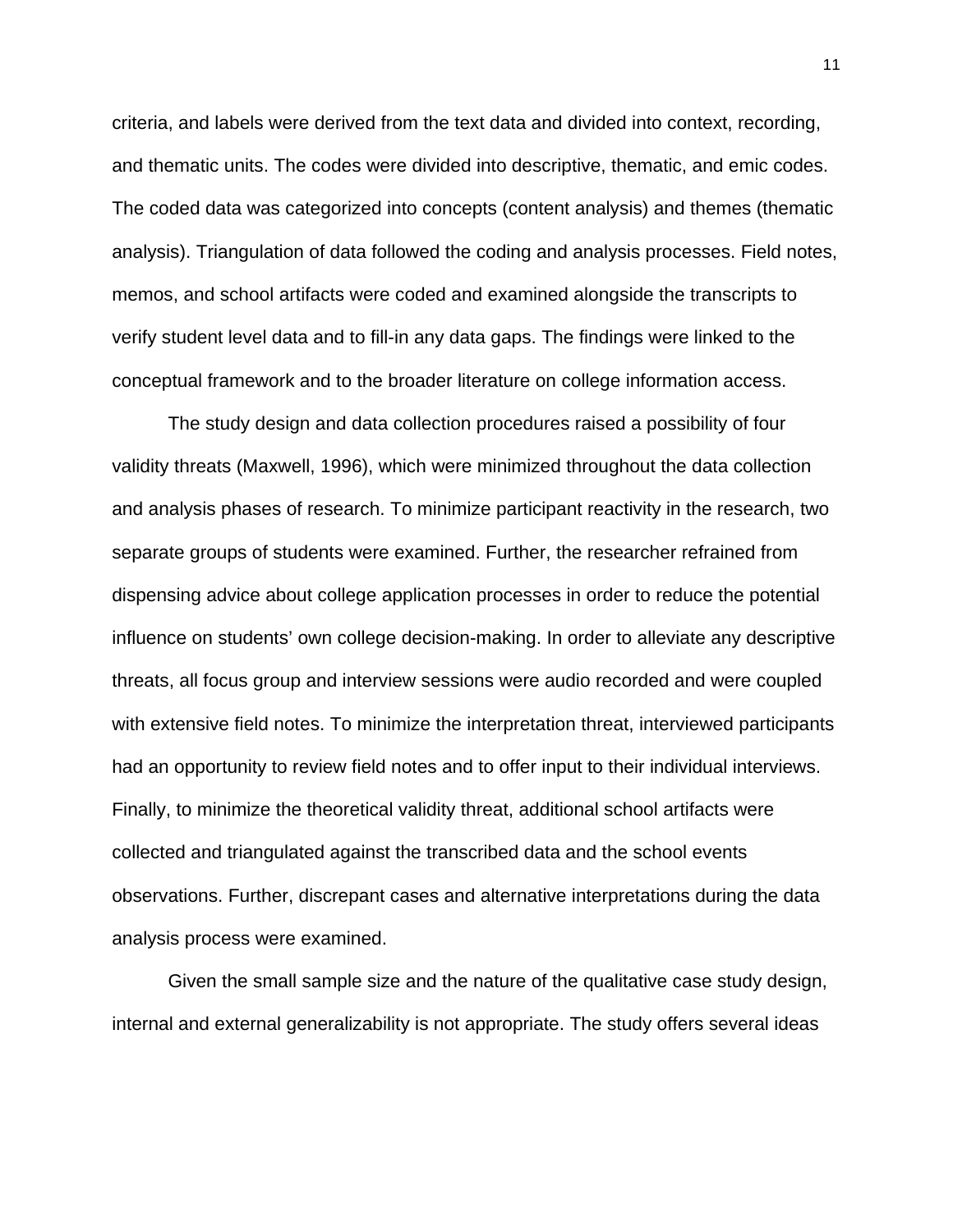criteria, and labels were derived from the text data and divided into context, recording, and thematic units. The codes were divided into descriptive, thematic, and emic codes. The coded data was categorized into concepts (content analysis) and themes (thematic analysis). Triangulation of data followed the coding and analysis processes. Field notes, memos, and school artifacts were coded and examined alongside the transcripts to verify student level data and to fill-in any data gaps. The findings were linked to the conceptual framework and to the broader literature on college information access.

The study design and data collection procedures raised a possibility of four validity threats (Maxwell, 1996), which were minimized throughout the data collection and analysis phases of research. To minimize participant reactivity in the research, two separate groups of students were examined. Further, the researcher refrained from dispensing advice about college application processes in order to reduce the potential influence on students' own college decision-making. In order to alleviate any descriptive threats, all focus group and interview sessions were audio recorded and were coupled with extensive field notes. To minimize the interpretation threat, interviewed participants had an opportunity to review field notes and to offer input to their individual interviews. Finally, to minimize the theoretical validity threat, additional school artifacts were collected and triangulated against the transcribed data and the school events observations. Further, discrepant cases and alternative interpretations during the data analysis process were examined.

Given the small sample size and the nature of the qualitative case study design, internal and external generalizability is not appropriate. The study offers several ideas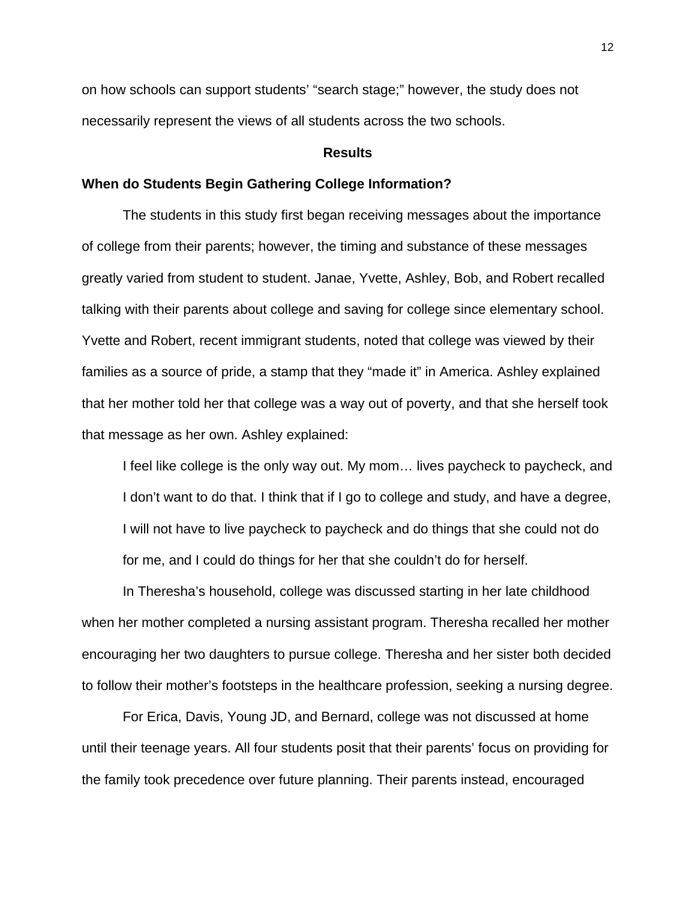on how schools can support students' "search stage;" however, the study does not necessarily represent the views of all students across the two schools.

## Results

### When do Students Begin Gathering College Information?

The students in this study first began receiving messages about the importance of college from their parents; however, the timing and substance of these messages greatly varied from student to student. Janae, Yvette, Ashley, Bob, and Robert recalled talking with their parents about college and saving for college since elementary school. Yvette and Robert, recent immigrant students, noted that college was viewed by their families as a source of pride, a stamp that they "made it" in America. Ashley explained that her mother told her that college was a way out of poverty, and that she herself took that message as her own. Ashley explained:

> I feel like college is the only way out. My mom… lives paycheck to paycheck, and I don't want to do that. I think that if I go to college and study, and have a degree, I will not have to live paycheck to paycheck and do things that she could not do for me, and I could do things for her that she couldn't do for herself.

In Theresha's household, college was discussed starting in her late childhood when her mother completed a nursing assistant program. Theresha recalled her mother encouraging her two daughters to pursue college. Theresha and her sister both decided to follow their mother's footsteps in the healthcare profession, seeking a nursing degree.

For Erica, Davis, Young JD, and Bernard, college was not discussed at home until their teenage years. All four students posit that their parents' focus on providing for the family took precedence over future planning. Their parents instead, encouraged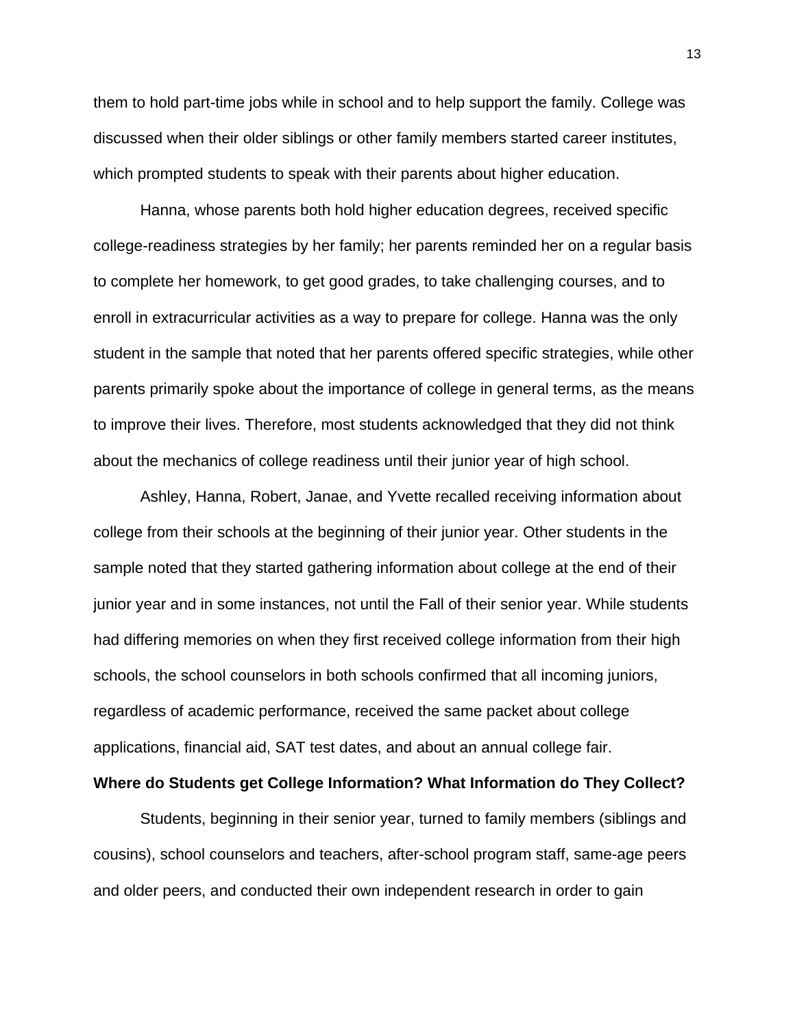them to hold part-time jobs while in school and to help support the family. College was discussed when their older siblings or other family members started career institutes, which prompted students to speak with their parents about higher education.

Hanna, whose parents both hold higher education degrees, received specific college-readiness strategies by her family; her parents reminded her on a regular basis to complete her homework, to get good grades, to take challenging courses, and to enroll in extracurricular activities as a way to prepare for college. Hanna was the only student in the sample that noted that her parents offered specific strategies, while other parents primarily spoke about the importance of college in general terms, as the means to improve their lives. Therefore, most students acknowledged that they did not think about the mechanics of college readiness until their junior year of high school.

Ashley, Hanna, Robert, Janae, and Yvette recalled receiving information about college from their schools at the beginning of their junior year. Other students in the sample noted that they started gathering information about college at the end of their junior year and in some instances, not until the Fall of their senior year. While students had differing memories on when they first received college information from their high schools, the school counselors in both schools confirmed that all incoming juniors, regardless of academic performance, received the same packet about college applications, financial aid, SAT test dates, and about an annual college fair.

**Where do Students get College Information? What Information do They Collect?**

Students, beginning in their senior year, turned to family members (siblings and cousins), school counselors and teachers, after-school program staff, same-age peers and older peers, and conducted their own independent research in order to gain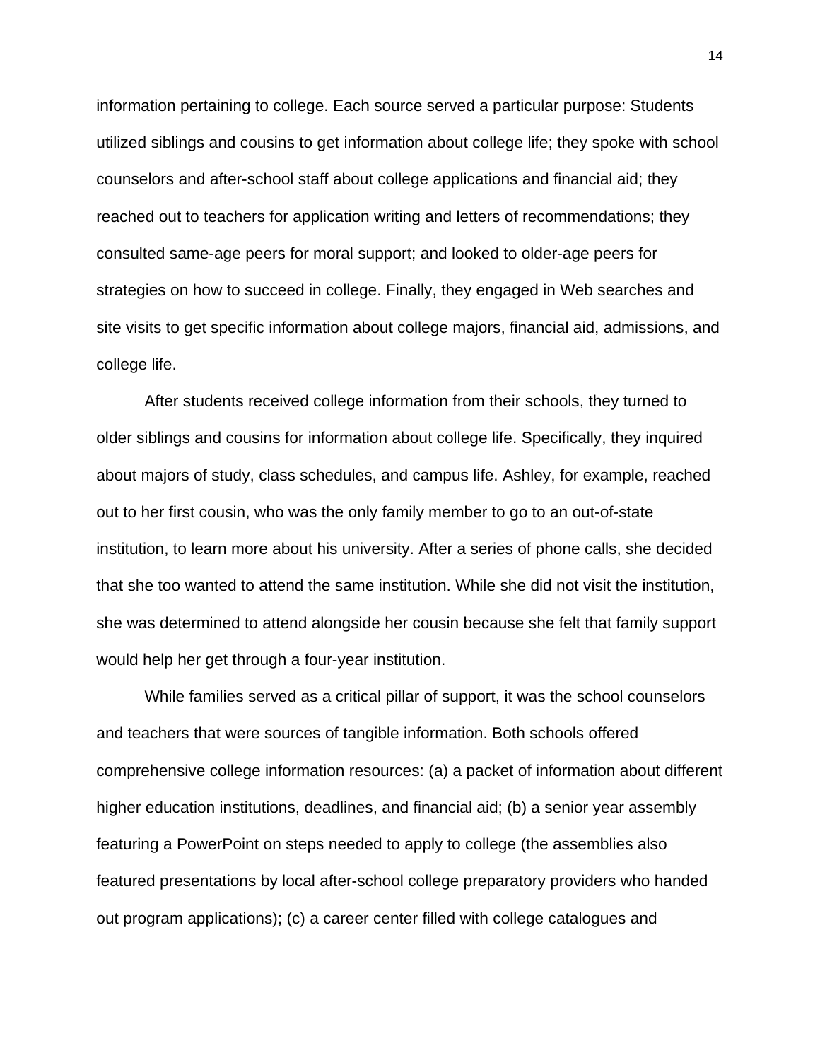information pertaining to college. Each source served a particular purpose: Students utilized siblings and cousins to get information about college life; they spoke with school counselors and after-school staff about college applications and financial aid; they reached out to teachers for application writing and letters of recommendations; they consulted same-age peers for moral support; and looked to older-age peers for strategies on how to succeed in college. Finally, they engaged in Web searches and site visits to get specific information about college majors, financial aid, admissions, and college life.

After students received college information from their schools, they turned to older siblings and cousins for information about college life. Specifically, they inquired about majors of study, class schedules, and campus life. Ashley, for example, reached out to her first cousin, who was the only family member to go to an out-of-state institution, to learn more about his university. After a series of phone calls, she decided that she too wanted to attend the same institution. While she did not visit the institution, she was determined to attend alongside her cousin because she felt that family support would help her get through a four-year institution.

While families served as a critical pillar of support, it was the school counselors and teachers that were sources of tangible information. Both schools offered comprehensive college information resources: (a) a packet of information about different higher education institutions, deadlines, and financial aid; (b) a senior year assembly featuring a PowerPoint on steps needed to apply to college (the assemblies also featured presentations by local after-school college preparatory providers who handed out program applications); (c) a career center filled with college catalogues and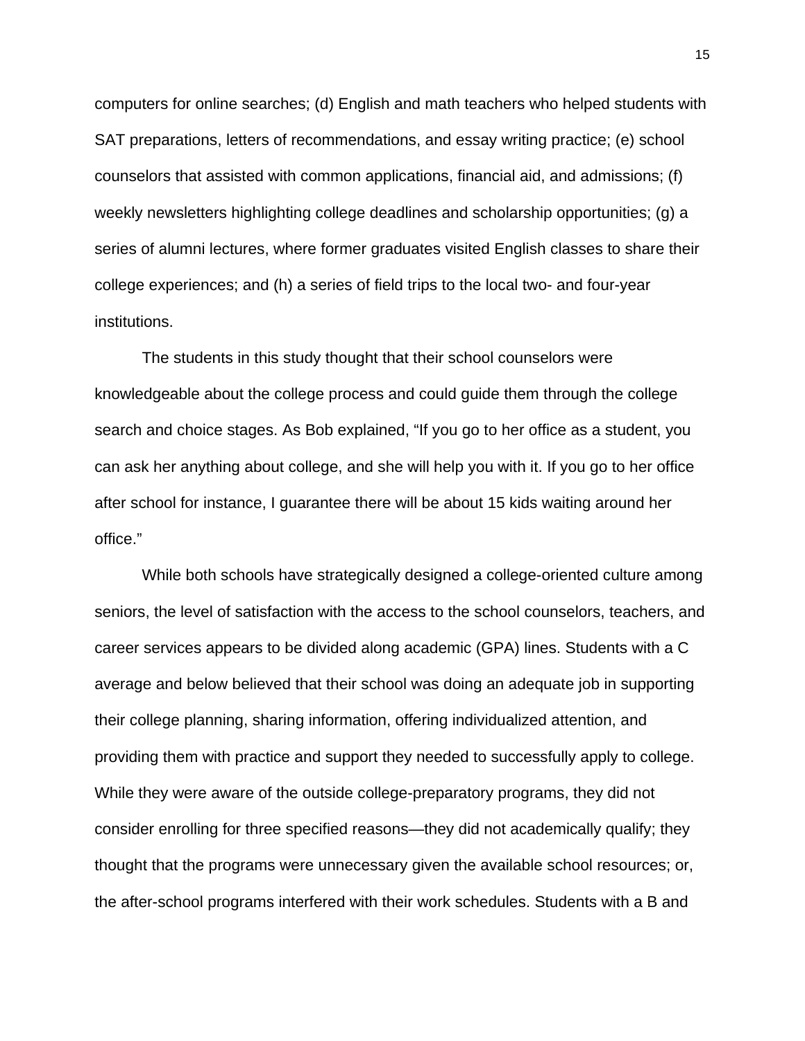computers for online searches; (d) English and math teachers who helped students with SAT preparations, letters of recommendations, and essay writing practice; (e) school counselors that assisted with common applications, financial aid, and admissions; (f) weekly newsletters highlighting college deadlines and scholarship opportunities; (g) a series of alumni lectures, where former graduates visited English classes to share their college experiences; and (h) a series of field trips to the local two- and four-year institutions.

The students in this study thought that their school counselors were knowledgeable about the college process and could guide them through the college search and choice stages. As Bob explained, “If you go to her office as a student, you can ask her anything about college, and she will help you with it. If you go to her office after school for instance, I guarantee there will be about 15 kids waiting around her office.”

While both schools have strategically designed a college-oriented culture among seniors, the level of satisfaction with the access to the school counselors, teachers, and career services appears to be divided along academic (GPA) lines. Students with a C average and below believed that their school was doing an adequate job in supporting their college planning, sharing information, offering individualized attention, and providing them with practice and support they needed to successfully apply to college. While they were aware of the outside college-preparatory programs, they did not consider enrolling for three specified reasons—they did not academically qualify; they thought that the programs were unnecessary given the available school resources; or, the after-school programs interfered with their work schedules. Students with a B and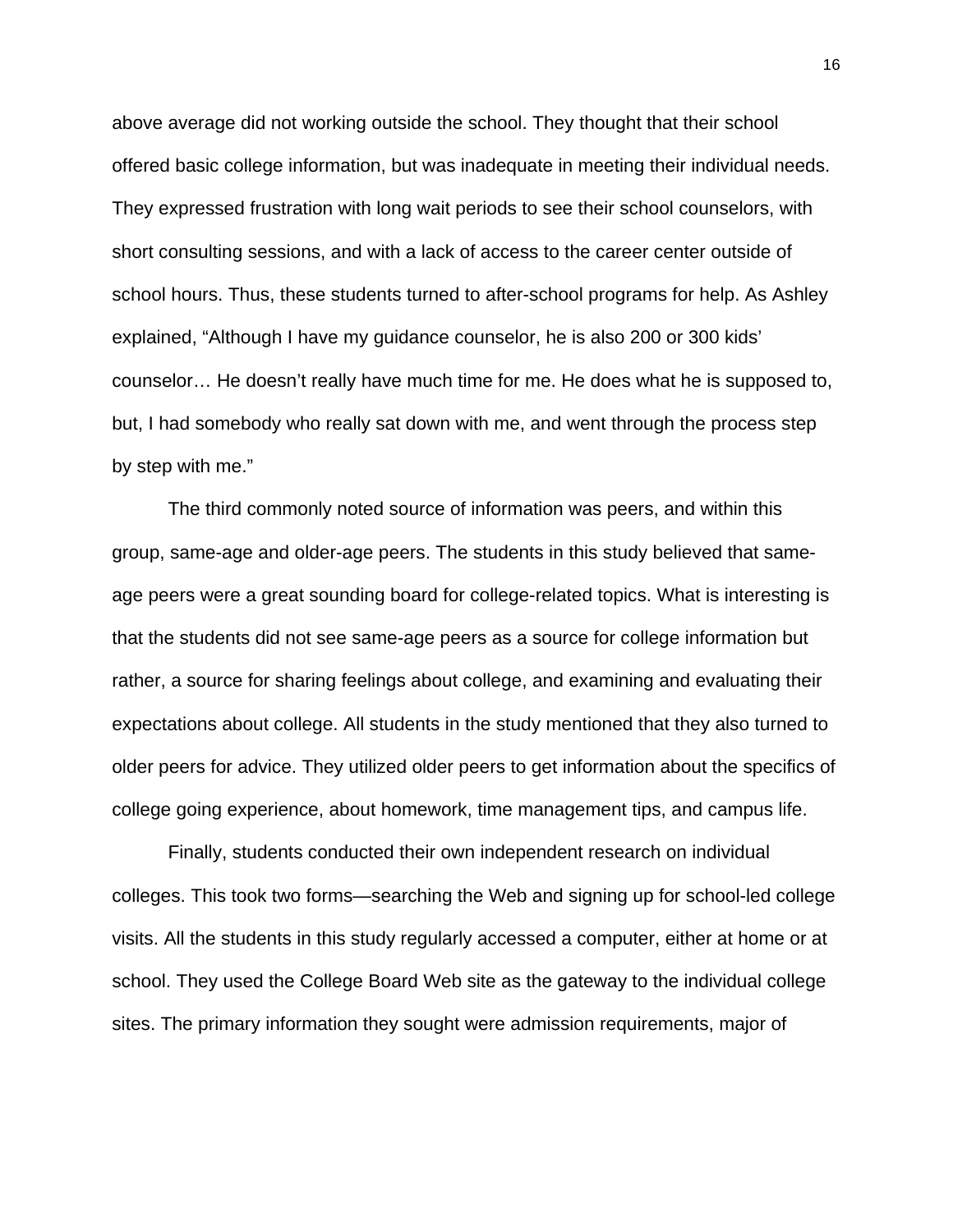above average did not working outside the school. They thought that their school offered basic college information, but was inadequate in meeting their individual needs. They expressed frustration with long wait periods to see their school counselors, with short consulting sessions, and with a lack of access to the career center outside of school hours. Thus, these students turned to after-school programs for help. As Ashley explained, “Although I have my guidance counselor, he is also 200 or 300 kids’ counselor… He doesn’t really have much time for me. He does what he is supposed to, but, I had somebody who really sat down with me, and went through the process step by step with me.”

The third commonly noted source of information was peers, and within this group, same-age and older-age peers. The students in this study believed that same-age peers were a great sounding board for college-related topics. What is interesting is that the students did not see same-age peers as a source for college information but rather, a source for sharing feelings about college, and examining and evaluating their expectations about college. All students in the study mentioned that they also turned to older peers for advice. They utilized older peers to get information about the specifics of college going experience, about homework, time management tips, and campus life.

Finally, students conducted their own independent research on individual colleges. This took two forms—searching the Web and signing up for school-led college visits. All the students in this study regularly accessed a computer, either at home or at school. They used the College Board Web site as the gateway to the individual college sites. The primary information they sought were admission requirements, major of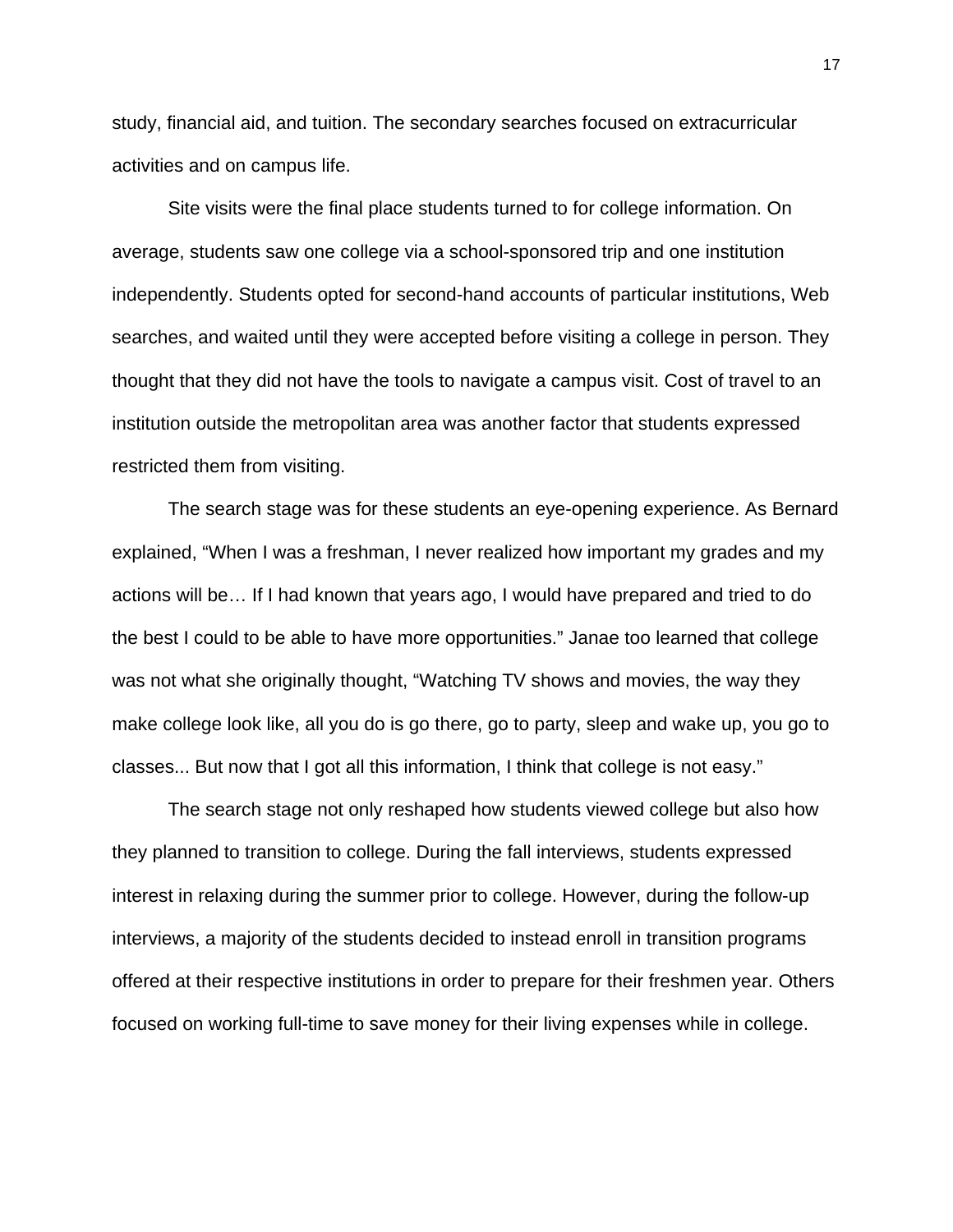study, financial aid, and tuition. The secondary searches focused on extracurricular activities and on campus life.

Site visits were the final place students turned to for college information. On average, students saw one college via a school-sponsored trip and one institution independently. Students opted for second-hand accounts of particular institutions, Web searches, and waited until they were accepted before visiting a college in person. They thought that they did not have the tools to navigate a campus visit. Cost of travel to an institution outside the metropolitan area was another factor that students expressed restricted them from visiting.

The search stage was for these students an eye-opening experience. As Bernard explained, "When I was a freshman, I never realized how important my grades and my actions will be… If I had known that years ago, I would have prepared and tried to do the best I could to be able to have more opportunities." Janae too learned that college was not what she originally thought, "Watching TV shows and movies, the way they make college look like, all you do is go there, go to party, sleep and wake up, you go to classes... But now that I got all this information, I think that college is not easy."

The search stage not only reshaped how students viewed college but also how they planned to transition to college. During the fall interviews, students expressed interest in relaxing during the summer prior to college. However, during the follow-up interviews, a majority of the students decided to instead enroll in transition programs offered at their respective institutions in order to prepare for their freshmen year. Others focused on working full-time to save money for their living expenses while in college.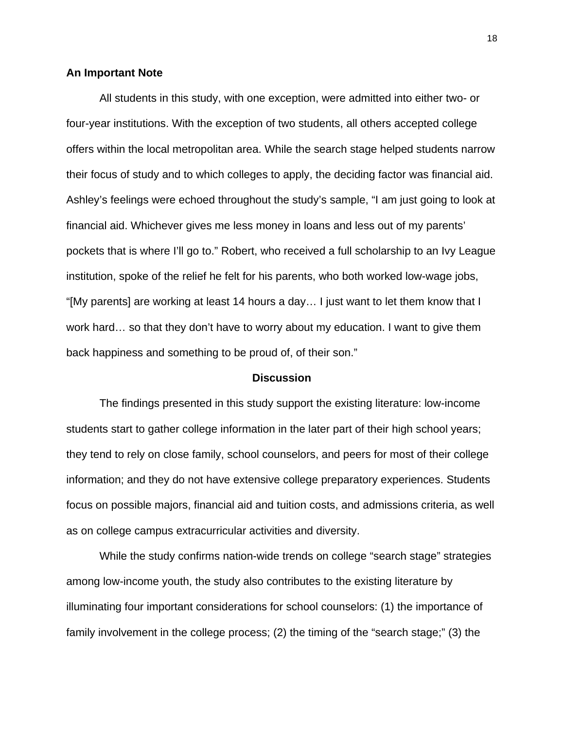**An Important Note**

All students in this study, with one exception, were admitted into either two- or four-year institutions. With the exception of two students, all others accepted college offers within the local metropolitan area. While the search stage helped students narrow their focus of study and to which colleges to apply, the deciding factor was financial aid. Ashley's feelings were echoed throughout the study's sample, "I am just going to look at financial aid. Whichever gives me less money in loans and less out of my parents' pockets that is where I'll go to." Robert, who received a full scholarship to an Ivy League institution, spoke of the relief he felt for his parents, who both worked low-wage jobs, "[My parents] are working at least 14 hours a day… I just want to let them know that I work hard… so that they don't have to worry about my education. I want to give them back happiness and something to be proud of, of their son."

## Discussion

The findings presented in this study support the existing literature: low-income students start to gather college information in the later part of their high school years; they tend to rely on close family, school counselors, and peers for most of their college information; and they do not have extensive college preparatory experiences. Students focus on possible majors, financial aid and tuition costs, and admissions criteria, as well as on college campus extracurricular activities and diversity.

While the study confirms nation-wide trends on college "search stage" strategies among low-income youth, the study also contributes to the existing literature by illuminating four important considerations for school counselors: (1) the importance of family involvement in the college process; (2) the timing of the "search stage;" (3) the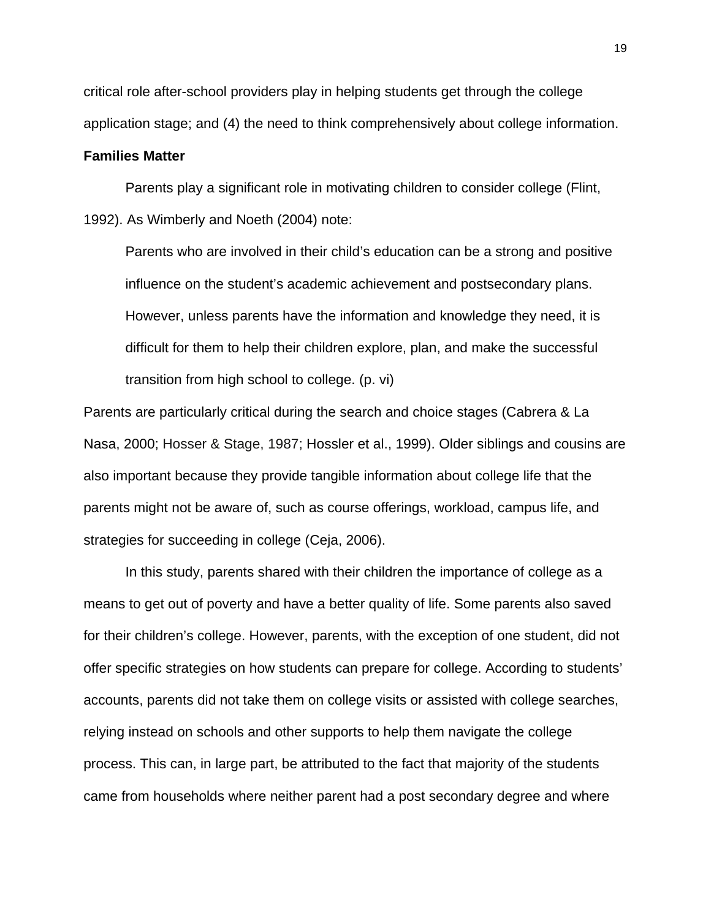critical role after-school providers play in helping students get through the college application stage; and (4) the need to think comprehensively about college information.

**Families Matter**

Parents play a significant role in motivating children to consider college (Flint, 1992). As Wimberly and Noeth (2004) note:

> Parents who are involved in their child's education can be a strong and positive influence on the student's academic achievement and postsecondary plans. However, unless parents have the information and knowledge they need, it is difficult for them to help their children explore, plan, and make the successful transition from high school to college. (p. vi)

Parents are particularly critical during the search and choice stages (Cabrera & La Nasa, 2000; Hosser & Stage, 1987; Hossler et al., 1999). Older siblings and cousins are also important because they provide tangible information about college life that the parents might not be aware of, such as course offerings, workload, campus life, and strategies for succeeding in college (Ceja, 2006).

In this study, parents shared with their children the importance of college as a means to get out of poverty and have a better quality of life. Some parents also saved for their children's college. However, parents, with the exception of one student, did not offer specific strategies on how students can prepare for college. According to students' accounts, parents did not take them on college visits or assisted with college searches, relying instead on schools and other supports to help them navigate the college process. This can, in large part, be attributed to the fact that majority of the students came from households where neither parent had a post secondary degree and where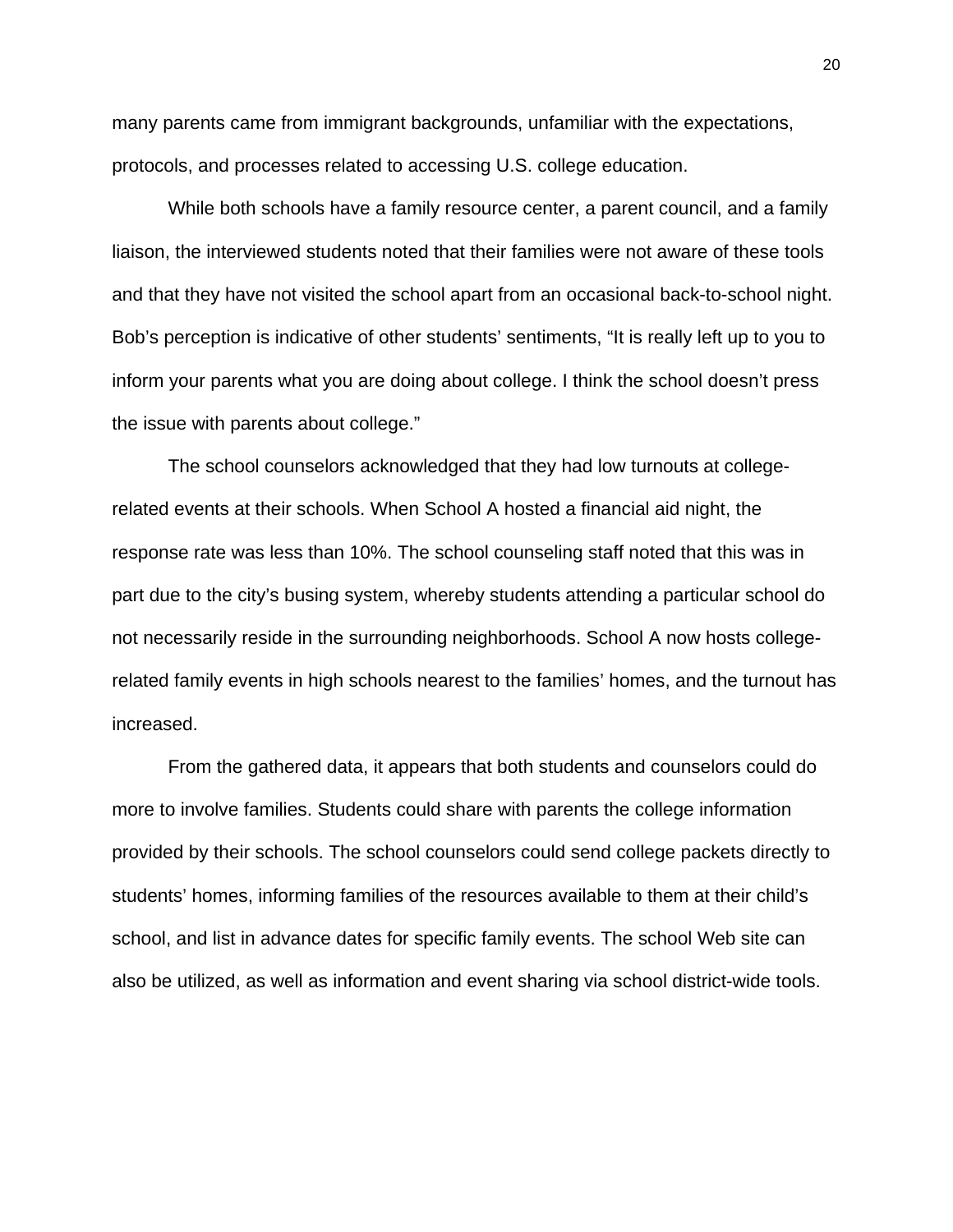many parents came from immigrant backgrounds, unfamiliar with the expectations, protocols, and processes related to accessing U.S. college education.

While both schools have a family resource center, a parent council, and a family liaison, the interviewed students noted that their families were not aware of these tools and that they have not visited the school apart from an occasional back-to-school night. Bob's perception is indicative of other students' sentiments, "It is really left up to you to inform your parents what you are doing about college. I think the school doesn't press the issue with parents about college."

The school counselors acknowledged that they had low turnouts at college-related events at their schools. When School A hosted a financial aid night, the response rate was less than 10%. The school counseling staff noted that this was in part due to the city's busing system, whereby students attending a particular school do not necessarily reside in the surrounding neighborhoods. School A now hosts college-related family events in high schools nearest to the families' homes, and the turnout has increased.

From the gathered data, it appears that both students and counselors could do more to involve families. Students could share with parents the college information provided by their schools. The school counselors could send college packets directly to students' homes, informing families of the resources available to them at their child's school, and list in advance dates for specific family events. The school Web site can also be utilized, as well as information and event sharing via school district-wide tools.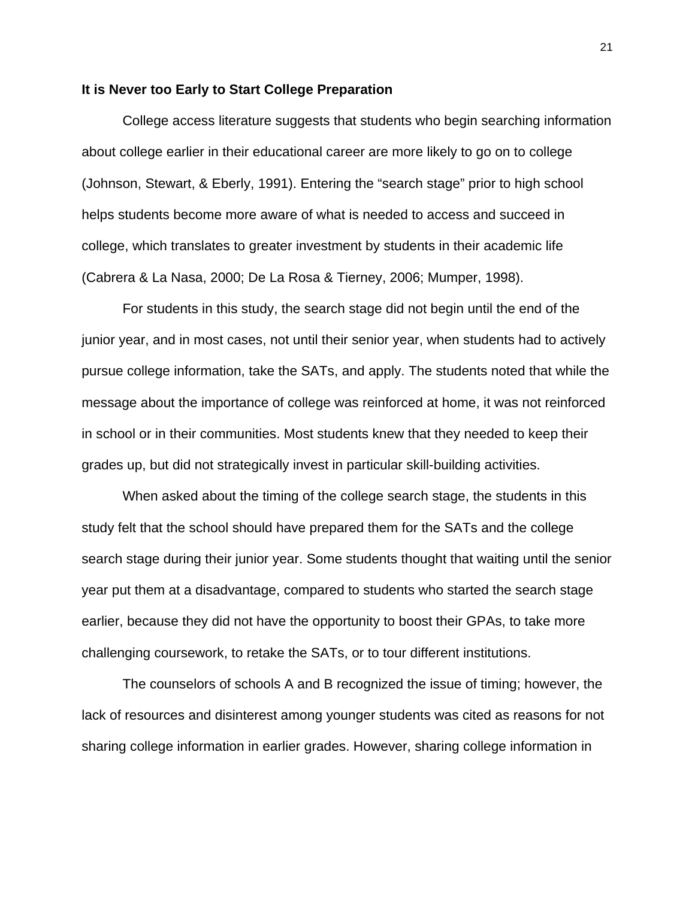**It is Never too Early to Start College Preparation**

College access literature suggests that students who begin searching information about college earlier in their educational career are more likely to go on to college (Johnson, Stewart, & Eberly, 1991). Entering the “search stage” prior to high school helps students become more aware of what is needed to access and succeed in college, which translates to greater investment by students in their academic life (Cabrera & La Nasa, 2000; De La Rosa & Tierney, 2006; Mumper, 1998).

For students in this study, the search stage did not begin until the end of the junior year, and in most cases, not until their senior year, when students had to actively pursue college information, take the SATs, and apply. The students noted that while the message about the importance of college was reinforced at home, it was not reinforced in school or in their communities. Most students knew that they needed to keep their grades up, but did not strategically invest in particular skill-building activities.

When asked about the timing of the college search stage, the students in this study felt that the school should have prepared them for the SATs and the college search stage during their junior year. Some students thought that waiting until the senior year put them at a disadvantage, compared to students who started the search stage earlier, because they did not have the opportunity to boost their GPAs, to take more challenging coursework, to retake the SATs, or to tour different institutions.

The counselors of schools A and B recognized the issue of timing; however, the lack of resources and disinterest among younger students was cited as reasons for not sharing college information in earlier grades. However, sharing college information in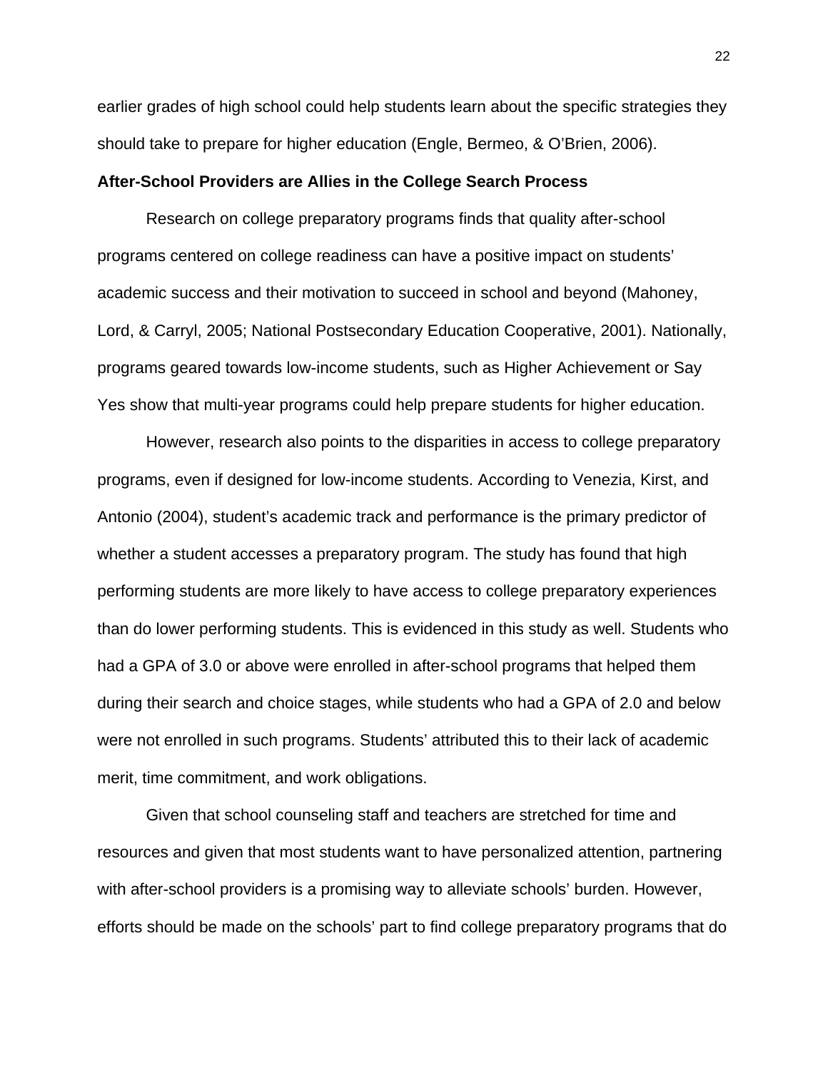earlier grades of high school could help students learn about the specific strategies they should take to prepare for higher education (Engle, Bermeo, & O'Brien, 2006).

**After-School Providers are Allies in the College Search Process**

Research on college preparatory programs finds that quality after-school programs centered on college readiness can have a positive impact on students' academic success and their motivation to succeed in school and beyond (Mahoney, Lord, & Carryl, 2005; National Postsecondary Education Cooperative, 2001). Nationally, programs geared towards low-income students, such as Higher Achievement or Say Yes show that multi-year programs could help prepare students for higher education.

However, research also points to the disparities in access to college preparatory programs, even if designed for low-income students. According to Venezia, Kirst, and Antonio (2004), student's academic track and performance is the primary predictor of whether a student accesses a preparatory program. The study has found that high performing students are more likely to have access to college preparatory experiences than do lower performing students. This is evidenced in this study as well. Students who had a GPA of 3.0 or above were enrolled in after-school programs that helped them during their search and choice stages, while students who had a GPA of 2.0 and below were not enrolled in such programs. Students' attributed this to their lack of academic merit, time commitment, and work obligations.

Given that school counseling staff and teachers are stretched for time and resources and given that most students want to have personalized attention, partnering with after-school providers is a promising way to alleviate schools' burden. However, efforts should be made on the schools' part to find college preparatory programs that do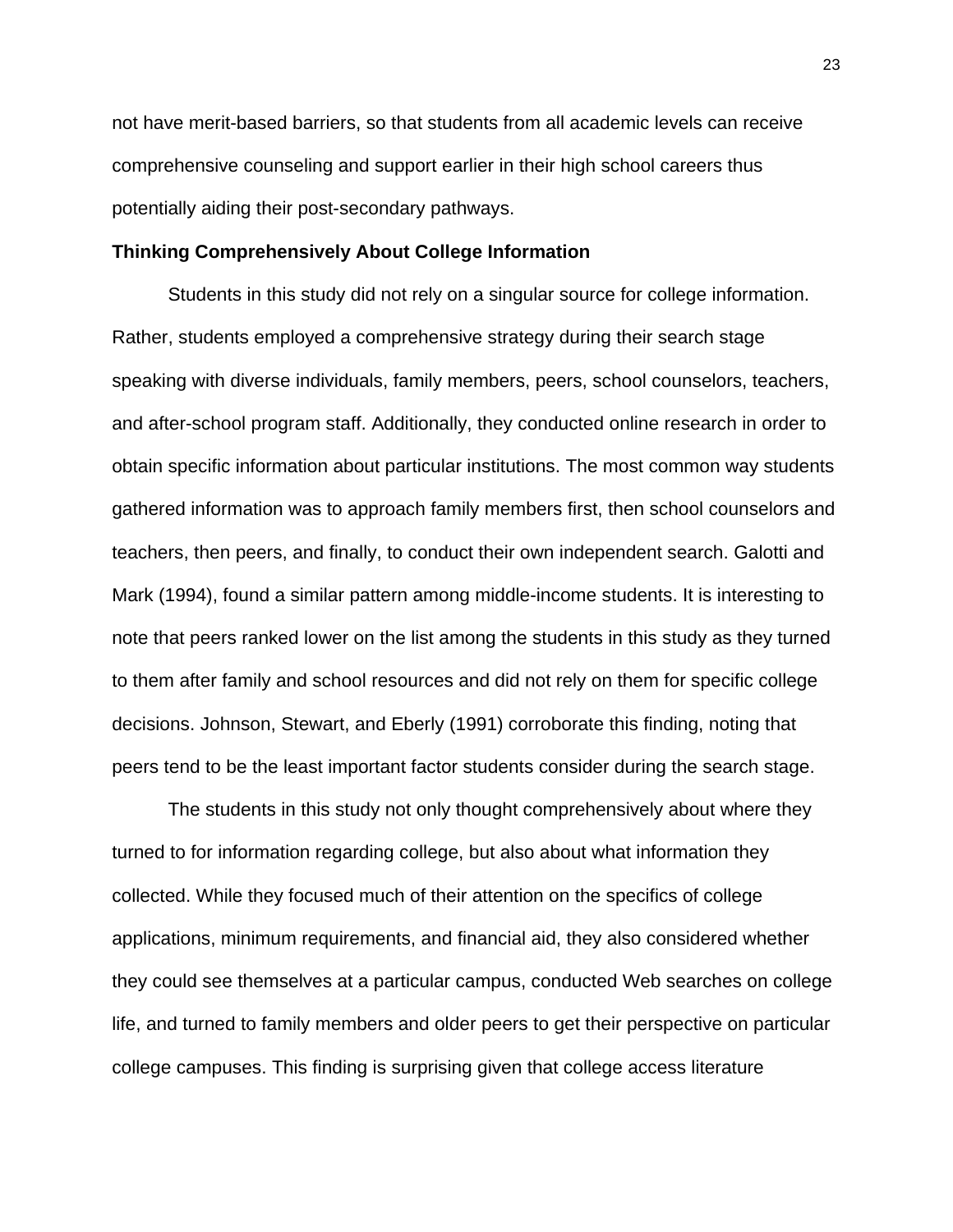not have merit-based barriers, so that students from all academic levels can receive comprehensive counseling and support earlier in their high school careers thus potentially aiding their post-secondary pathways.

**Thinking Comprehensively About College Information**

Students in this study did not rely on a singular source for college information. Rather, students employed a comprehensive strategy during their search stage speaking with diverse individuals, family members, peers, school counselors, teachers, and after-school program staff. Additionally, they conducted online research in order to obtain specific information about particular institutions. The most common way students gathered information was to approach family members first, then school counselors and teachers, then peers, and finally, to conduct their own independent search. Galotti and Mark (1994), found a similar pattern among middle-income students. It is interesting to note that peers ranked lower on the list among the students in this study as they turned to them after family and school resources and did not rely on them for specific college decisions. Johnson, Stewart, and Eberly (1991) corroborate this finding, noting that peers tend to be the least important factor students consider during the search stage.

The students in this study not only thought comprehensively about where they turned to for information regarding college, but also about what information they collected. While they focused much of their attention on the specifics of college applications, minimum requirements, and financial aid, they also considered whether they could see themselves at a particular campus, conducted Web searches on college life, and turned to family members and older peers to get their perspective on particular college campuses. This finding is surprising given that college access literature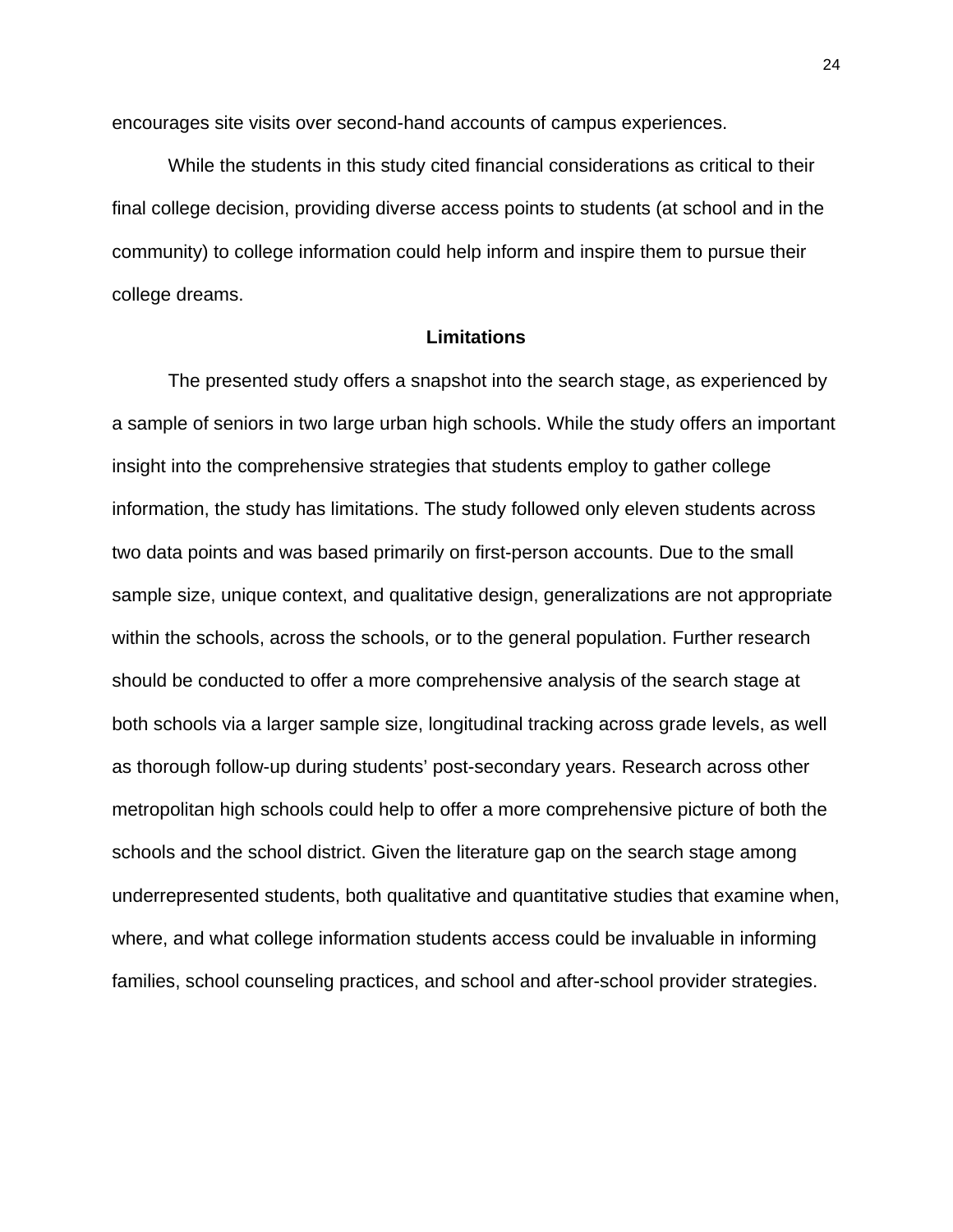encourages site visits over second-hand accounts of campus experiences.

While the students in this study cited financial considerations as critical to their final college decision, providing diverse access points to students (at school and in the community) to college information could help inform and inspire them to pursue their college dreams.

## Limitations

The presented study offers a snapshot into the search stage, as experienced by a sample of seniors in two large urban high schools. While the study offers an important insight into the comprehensive strategies that students employ to gather college information, the study has limitations. The study followed only eleven students across two data points and was based primarily on first-person accounts. Due to the small sample size, unique context, and qualitative design, generalizations are not appropriate within the schools, across the schools, or to the general population. Further research should be conducted to offer a more comprehensive analysis of the search stage at both schools via a larger sample size, longitudinal tracking across grade levels, as well as thorough follow-up during students' post-secondary years. Research across other metropolitan high schools could help to offer a more comprehensive picture of both the schools and the school district. Given the literature gap on the search stage among underrepresented students, both qualitative and quantitative studies that examine when, where, and what college information students access could be invaluable in informing families, school counseling practices, and school and after-school provider strategies.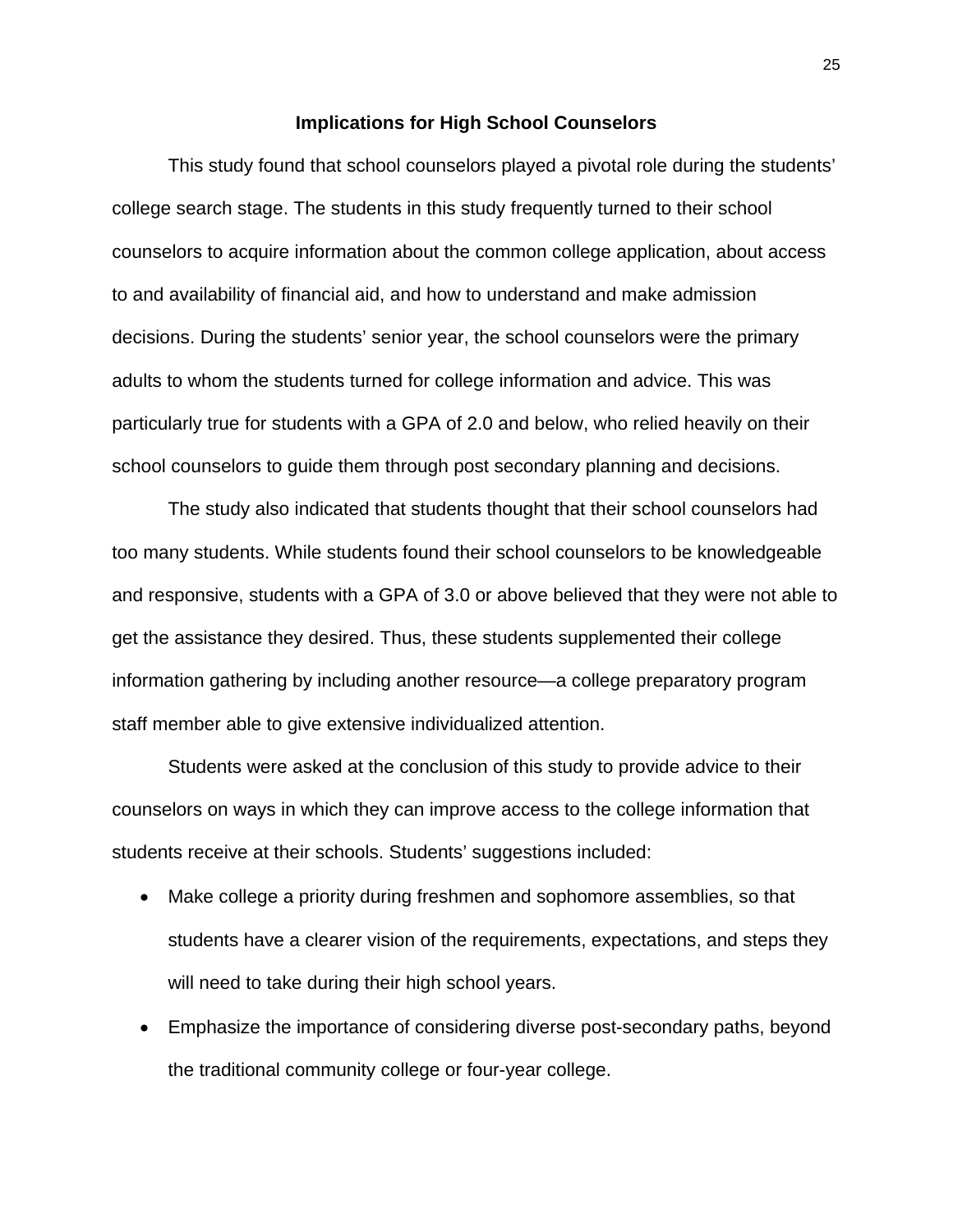## Implications for High School Counselors

This study found that school counselors played a pivotal role during the students' college search stage. The students in this study frequently turned to their school counselors to acquire information about the common college application, about access to and availability of financial aid, and how to understand and make admission decisions. During the students' senior year, the school counselors were the primary adults to whom the students turned for college information and advice. This was particularly true for students with a GPA of 2.0 and below, who relied heavily on their school counselors to guide them through post secondary planning and decisions.

The study also indicated that students thought that their school counselors had too many students. While students found their school counselors to be knowledgeable and responsive, students with a GPA of 3.0 or above believed that they were not able to get the assistance they desired. Thus, these students supplemented their college information gathering by including another resource—a college preparatory program staff member able to give extensive individualized attention.

Students were asked at the conclusion of this study to provide advice to their counselors on ways in which they can improve access to the college information that students receive at their schools. Students' suggestions included:

- Make college a priority during freshmen and sophomore assemblies, so that students have a clearer vision of the requirements, expectations, and steps they will need to take during their high school years.
- Emphasize the importance of considering diverse post-secondary paths, beyond the traditional community college or four-year college.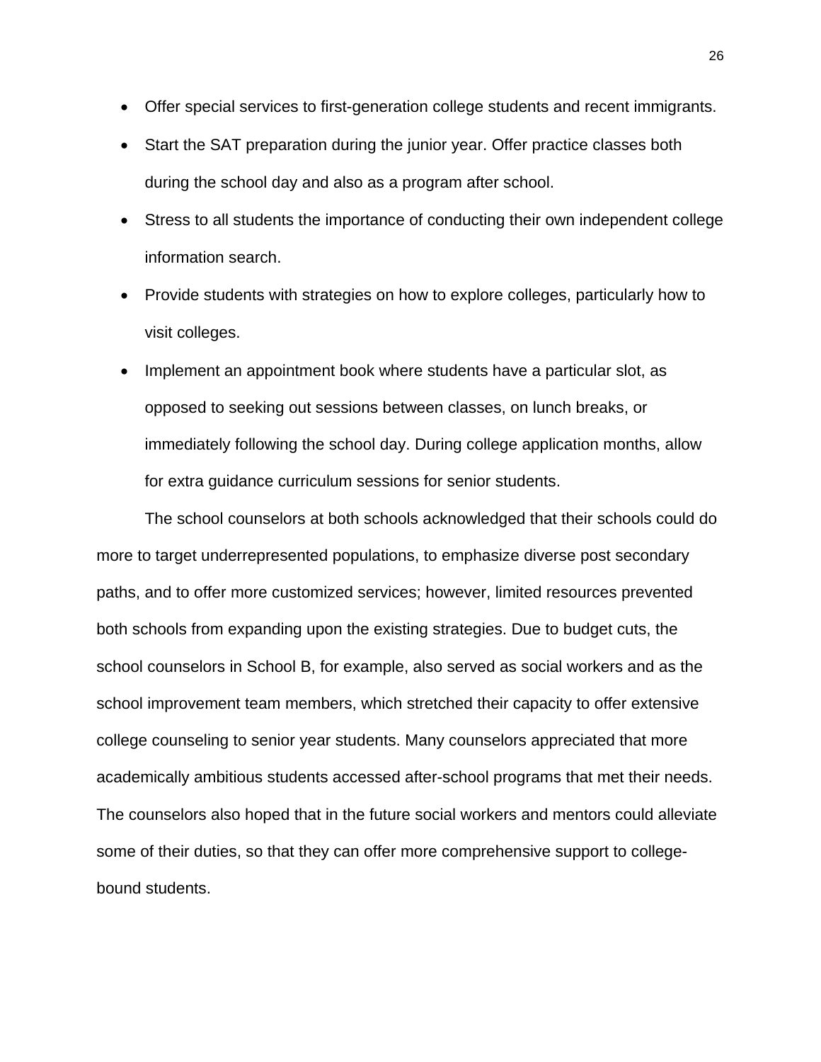- Offer special services to first-generation college students and recent immigrants.
- Start the SAT preparation during the junior year. Offer practice classes both during the school day and also as a program after school.
- Stress to all students the importance of conducting their own independent college information search.
- Provide students with strategies on how to explore colleges, particularly how to visit colleges.
- Implement an appointment book where students have a particular slot, as opposed to seeking out sessions between classes, on lunch breaks, or immediately following the school day. During college application months, allow for extra guidance curriculum sessions for senior students.

The school counselors at both schools acknowledged that their schools could do more to target underrepresented populations, to emphasize diverse post secondary paths, and to offer more customized services; however, limited resources prevented both schools from expanding upon the existing strategies. Due to budget cuts, the school counselors in School B, for example, also served as social workers and as the school improvement team members, which stretched their capacity to offer extensive college counseling to senior year students. Many counselors appreciated that more academically ambitious students accessed after-school programs that met their needs. The counselors also hoped that in the future social workers and mentors could alleviate some of their duties, so that they can offer more comprehensive support to college-bound students.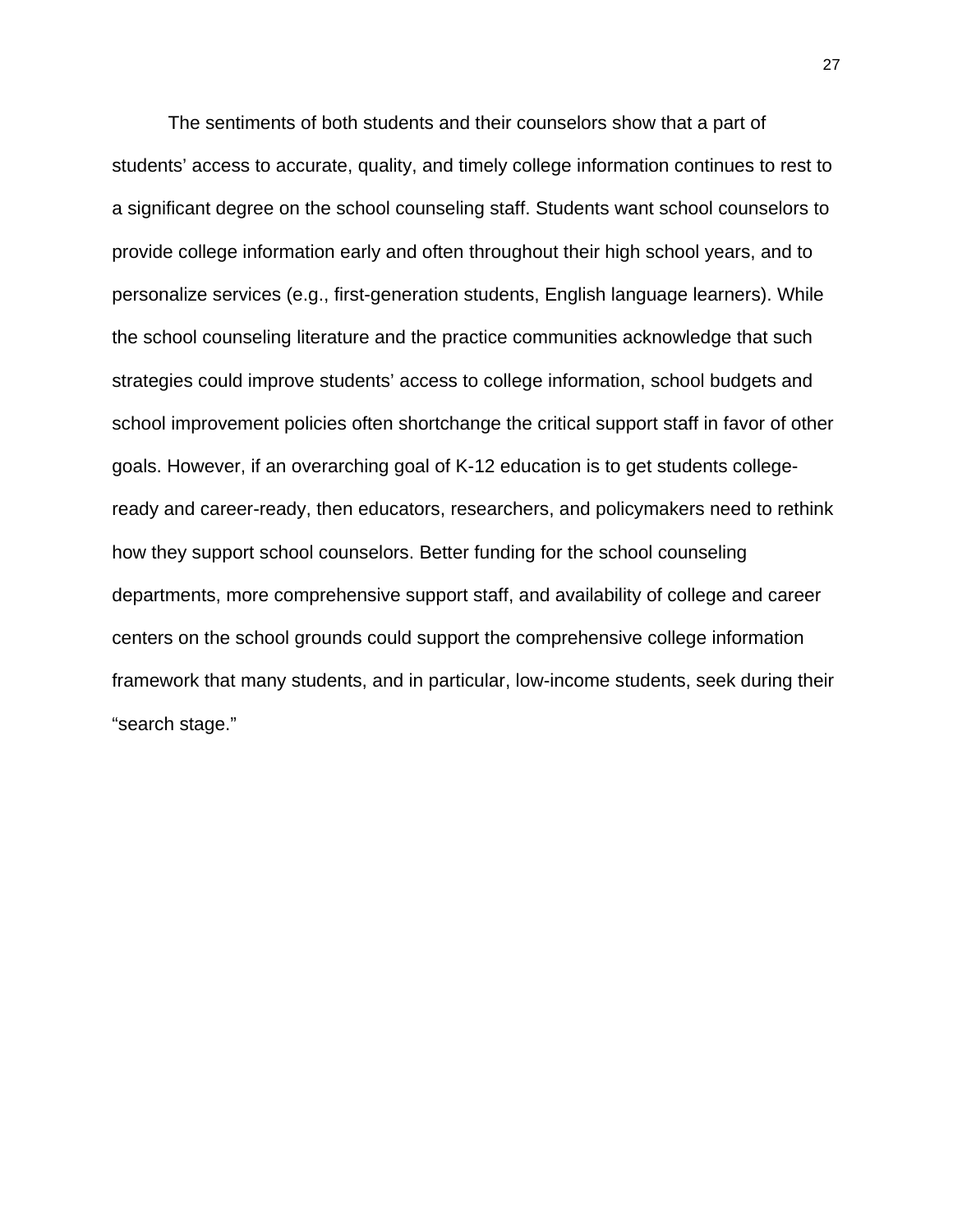The sentiments of both students and their counselors show that a part of students' access to accurate, quality, and timely college information continues to rest to a significant degree on the school counseling staff. Students want school counselors to provide college information early and often throughout their high school years, and to personalize services (e.g., first-generation students, English language learners). While the school counseling literature and the practice communities acknowledge that such strategies could improve students' access to college information, school budgets and school improvement policies often shortchange the critical support staff in favor of other goals. However, if an overarching goal of K-12 education is to get students college-ready and career-ready, then educators, researchers, and policymakers need to rethink how they support school counselors. Better funding for the school counseling departments, more comprehensive support staff, and availability of college and career centers on the school grounds could support the comprehensive college information framework that many students, and in particular, low-income students, seek during their "search stage."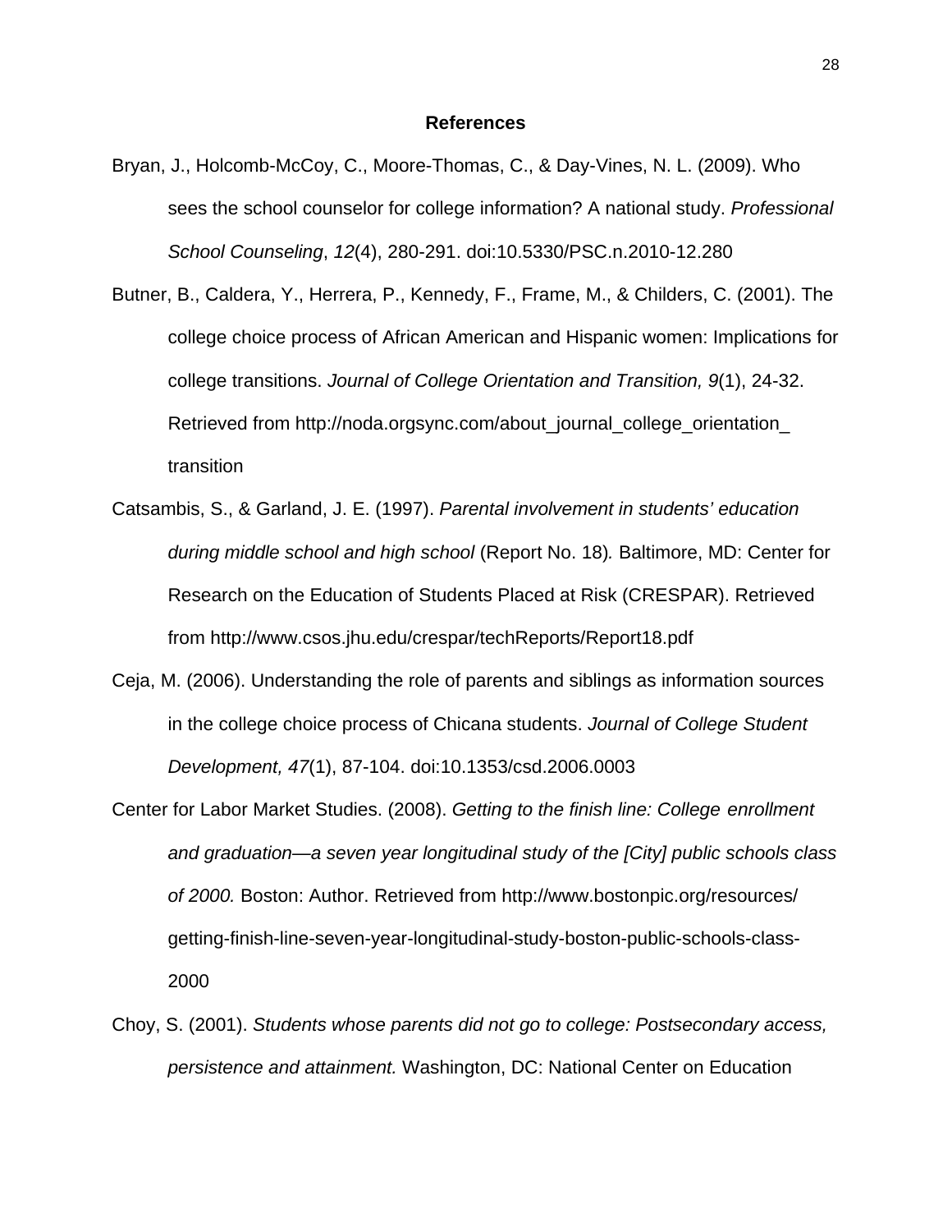# References

Bryan, J., Holcomb-McCoy, C., Moore-Thomas, C., & Day-Vines, N. L. (2009). Who sees the school counselor for college information? A national study. *Professional School Counseling*, *12*(4), 280-291. doi:10.5330/PSC.n.2010-12.280

Butner, B., Caldera, Y., Herrera, P., Kennedy, F., Frame, M., & Childers, C. (2001). The college choice process of African American and Hispanic women: Implications for college transitions. *Journal of College Orientation and Transition, 9*(1), 24-32. Retrieved from http://noda.orgsync.com/about_journal_college_orientation_transition

Catsambis, S., & Garland, J. E. (1997). *Parental involvement in students' education during middle school and high school* (Report No. 18)*.* Baltimore, MD: Center for Research on the Education of Students Placed at Risk (CRESPAR). Retrieved from http://www.csos.jhu.edu/crespar/techReports/Report18.pdf

Ceja, M. (2006). Understanding the role of parents and siblings as information sources in the college choice process of Chicana students. *Journal of College Student Development, 47*(1), 87-104. doi:10.1353/csd.2006.0003

Center for Labor Market Studies. (2008). *Getting to the finish line: College enrollment and graduation—a seven year longitudinal study of the [City] public schools class of 2000.* Boston: Author. Retrieved from http://www.bostonpic.org/resources/getting-finish-line-seven-year-longitudinal-study-boston-public-schools-class-2000

Choy, S. (2001). *Students whose parents did not go to college: Postsecondary access, persistence and attainment.* Washington, DC: National Center on Education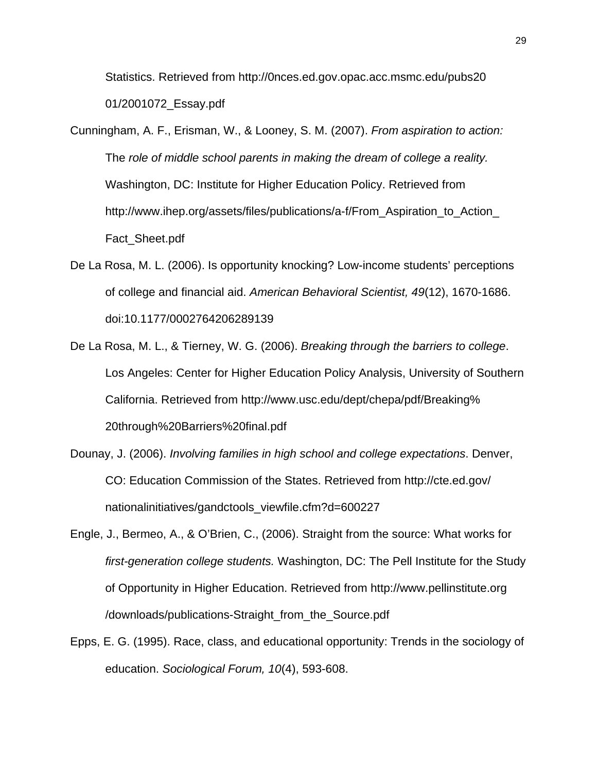Statistics. Retrieved from http://0nces.ed.gov.opac.acc.msmc.edu/pubs2001/2001072_Essay.pdf

Cunningham, A. F., Erisman, W., & Looney, S. M. (2007). *From aspiration to action:* The *role of middle school parents in making the dream of college a reality.* Washington, DC: Institute for Higher Education Policy. Retrieved from http://www.ihep.org/assets/files/publications/a-f/From_Aspiration_to_Action_Fact_Sheet.pdf

De La Rosa, M. L. (2006). Is opportunity knocking? Low-income students' perceptions of college and financial aid. *American Behavioral Scientist, 49*(12), 1670-1686. doi:10.1177/0002764206289139

De La Rosa, M. L., & Tierney, W. G. (2006). *Breaking through the barriers to college*. Los Angeles: Center for Higher Education Policy Analysis, University of Southern California. Retrieved from http://www.usc.edu/dept/chepa/pdf/Breaking%20through%20Barriers%20final.pdf

Dounay, J. (2006). *Involving families in high school and college expectations*. Denver, CO: Education Commission of the States. Retrieved from http://cte.ed.gov/nationalinitiatives/gandctools_viewfile.cfm?d=600227

Engle, J., Bermeo, A., & O'Brien, C., (2006). Straight from the source: What works for *first-generation college students.* Washington, DC: The Pell Institute for the Study of Opportunity in Higher Education. Retrieved from http://www.pellinstitute.org/downloads/publications-Straight_from_the_Source.pdf

Epps, E. G. (1995). Race, class, and educational opportunity: Trends in the sociology of education. *Sociological Forum, 10*(4), 593-608.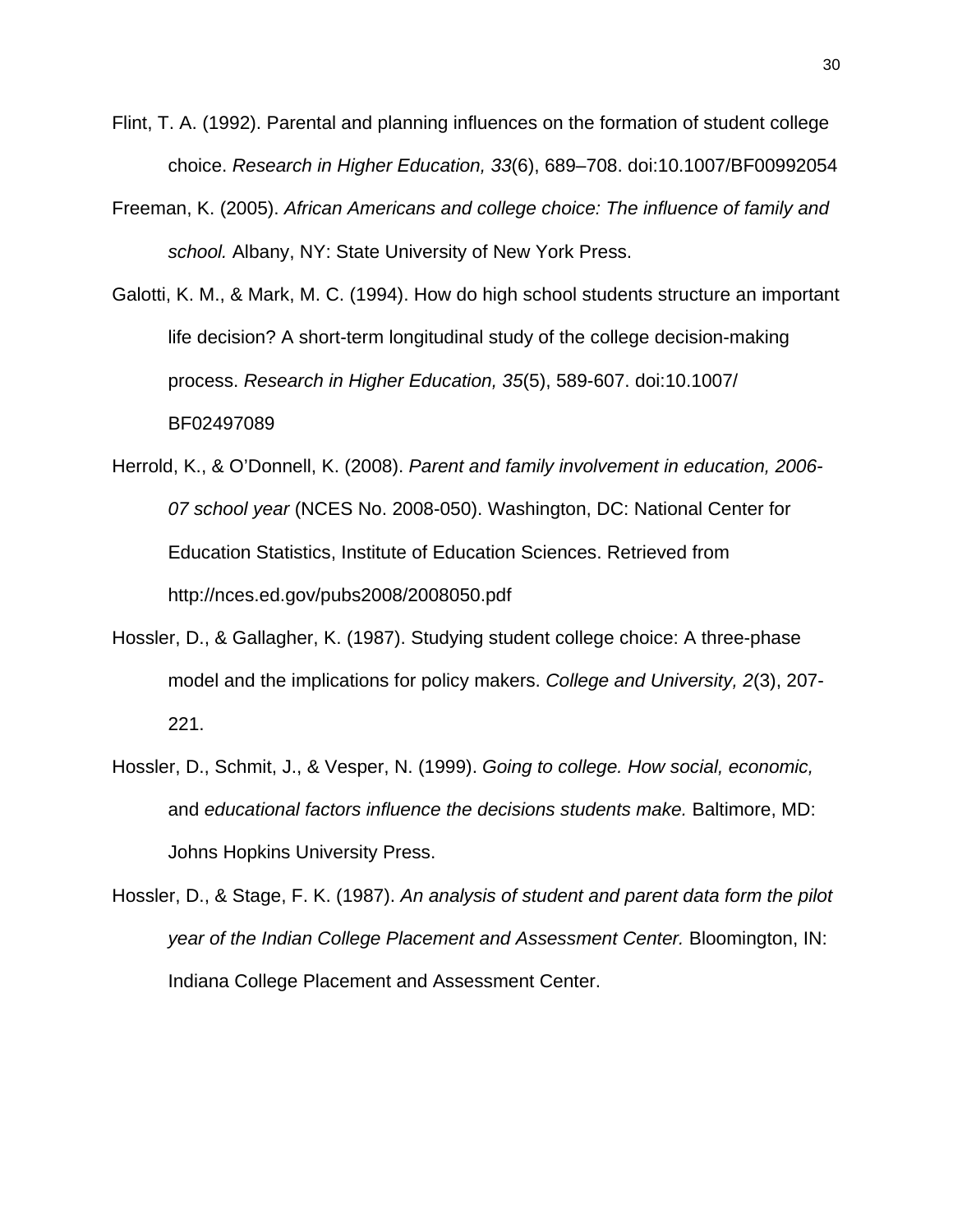Flint, T. A. (1992). Parental and planning influences on the formation of student college choice. *Research in Higher Education, 33*(6), 689–708. doi:10.1007/BF00992054

Freeman, K. (2005). *African Americans and college choice: The influence of family and school.* Albany, NY: State University of New York Press.

Galotti, K. M., & Mark, M. C. (1994). How do high school students structure an important life decision? A short-term longitudinal study of the college decision-making process. *Research in Higher Education, 35*(5), 589-607. doi:10.1007/ BF02497089

Herrold, K., & O'Donnell, K. (2008). *Parent and family involvement in education, 2006-07 school year* (NCES No. 2008-050). Washington, DC: National Center for Education Statistics, Institute of Education Sciences. Retrieved from http://nces.ed.gov/pubs2008/2008050.pdf

Hossler, D., & Gallagher, K. (1987). Studying student college choice: A three-phase model and the implications for policy makers. *College and University, 2*(3), 207-221.

Hossler, D., Schmit, J., & Vesper, N. (1999). *Going to college. How social, economic,* and *educational factors influence the decisions students make.* Baltimore, MD: Johns Hopkins University Press.

Hossler, D., & Stage, F. K. (1987). *An analysis of student and parent data form the pilot year of the Indian College Placement and Assessment Center.* Bloomington, IN: Indiana College Placement and Assessment Center.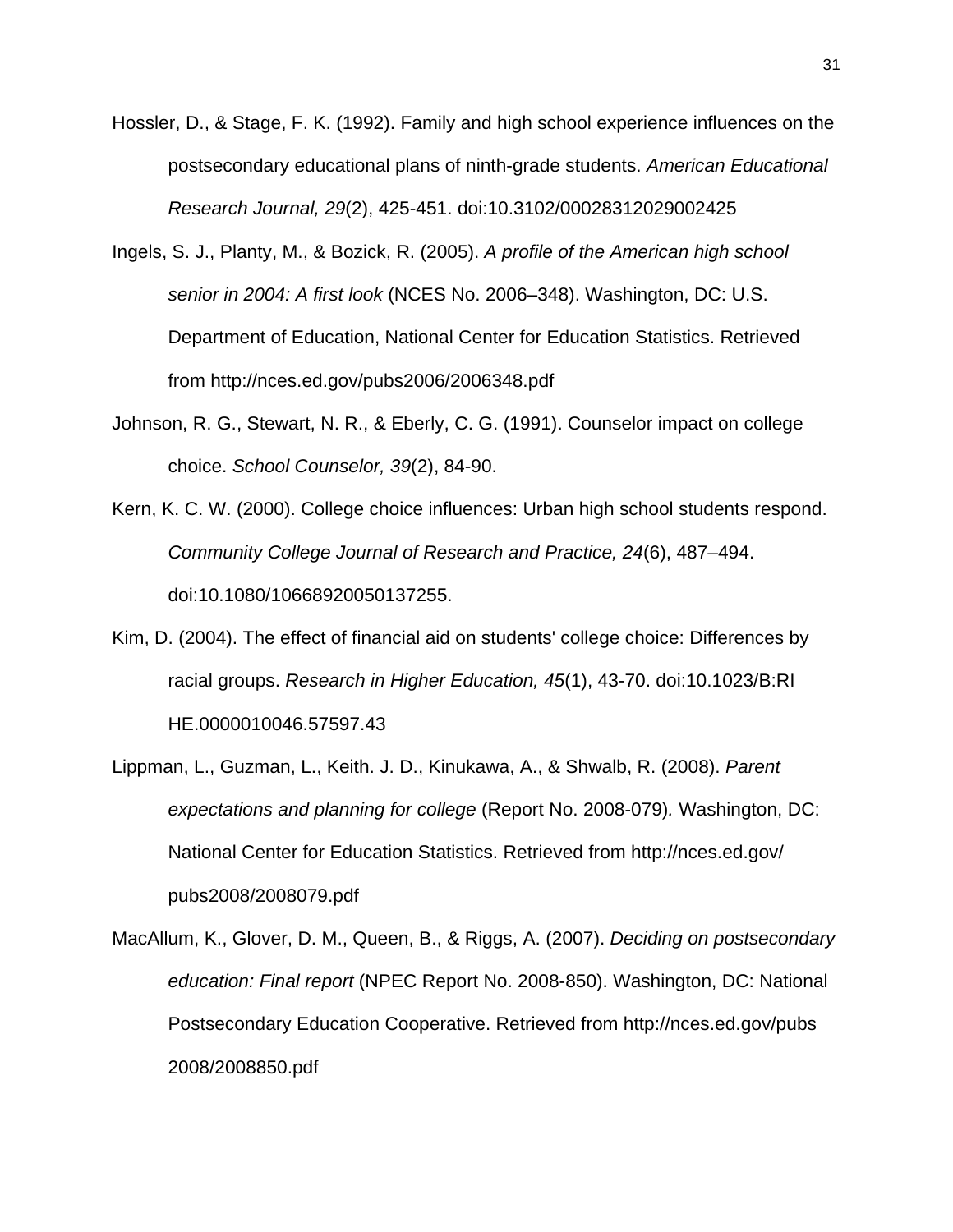Hossler, D., & Stage, F. K. (1992). Family and high school experience influences on the postsecondary educational plans of ninth-grade students. *American Educational Research Journal, 29*(2), 425-451. doi:10.3102/00028312029002425

Ingels, S. J., Planty, M., & Bozick, R. (2005). *A profile of the American high school senior in 2004: A first look* (NCES No. 2006–348). Washington, DC: U.S. Department of Education, National Center for Education Statistics. Retrieved from http://nces.ed.gov/pubs2006/2006348.pdf

Johnson, R. G., Stewart, N. R., & Eberly, C. G. (1991). Counselor impact on college choice. *School Counselor, 39*(2), 84-90.

Kern, K. C. W. (2000). College choice influences: Urban high school students respond. *Community College Journal of Research and Practice, 24*(6), 487–494. doi:10.1080/10668920050137255.

Kim, D. (2004). The effect of financial aid on students' college choice: Differences by racial groups. *Research in Higher Education, 45*(1), 43-70. doi:10.1023/B:RI HE.0000010046.57597.43

Lippman, L., Guzman, L., Keith. J. D., Kinukawa, A., & Shwalb, R. (2008). *Parent expectations and planning for college* (Report No. 2008-079). Washington, DC: National Center for Education Statistics. Retrieved from http://nces.ed.gov/ pubs2008/2008079.pdf

MacAllum, K., Glover, D. M., Queen, B., & Riggs, A. (2007). *Deciding on postsecondary education: Final report* (NPEC Report No. 2008-850). Washington, DC: National Postsecondary Education Cooperative. Retrieved from http://nces.ed.gov/pubs 2008/2008850.pdf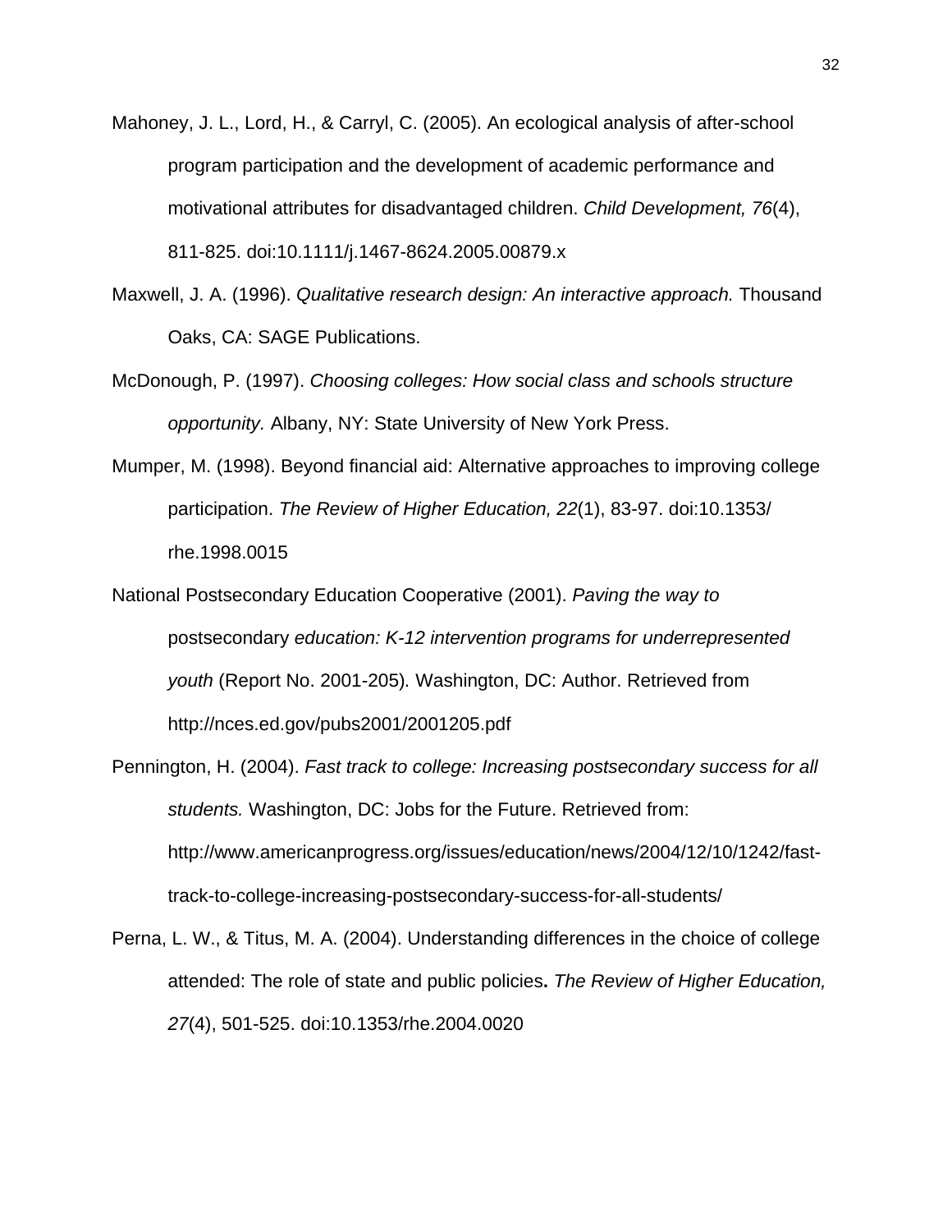Mahoney, J. L., Lord, H., & Carryl, C. (2005). An ecological analysis of after-school program participation and the development of academic performance and motivational attributes for disadvantaged children. *Child Development, 76*(4), 811-825. doi:10.1111/j.1467-8624.2005.00879.x

Maxwell, J. A. (1996). *Qualitative research design: An interactive approach.* Thousand Oaks, CA: SAGE Publications.

McDonough, P. (1997). *Choosing colleges: How social class and schools structure opportunity.* Albany, NY: State University of New York Press.

Mumper, M. (1998). Beyond financial aid: Alternative approaches to improving college participation. *The Review of Higher Education, 22*(1), 83-97. doi:10.1353/rhe.1998.0015

National Postsecondary Education Cooperative (2001). *Paving the way to* postsecondary *education: K-12 intervention programs for underrepresented youth* (Report No. 2001-205)*.* Washington, DC: Author. Retrieved from http://nces.ed.gov/pubs2001/2001205.pdf

Pennington, H. (2004). *Fast track to college: Increasing postsecondary success for all students.* Washington, DC: Jobs for the Future. Retrieved from: http://www.americanprogress.org/issues/education/news/2004/12/10/1242/fast-track-to-college-increasing-postsecondary-success-for-all-students/

Perna, L. W., & Titus, M. A. (2004). Understanding differences in the choice of college attended: The role of state and public policies**.** *The Review of Higher Education, 27*(4), 501-525. doi:10.1353/rhe.2004.0020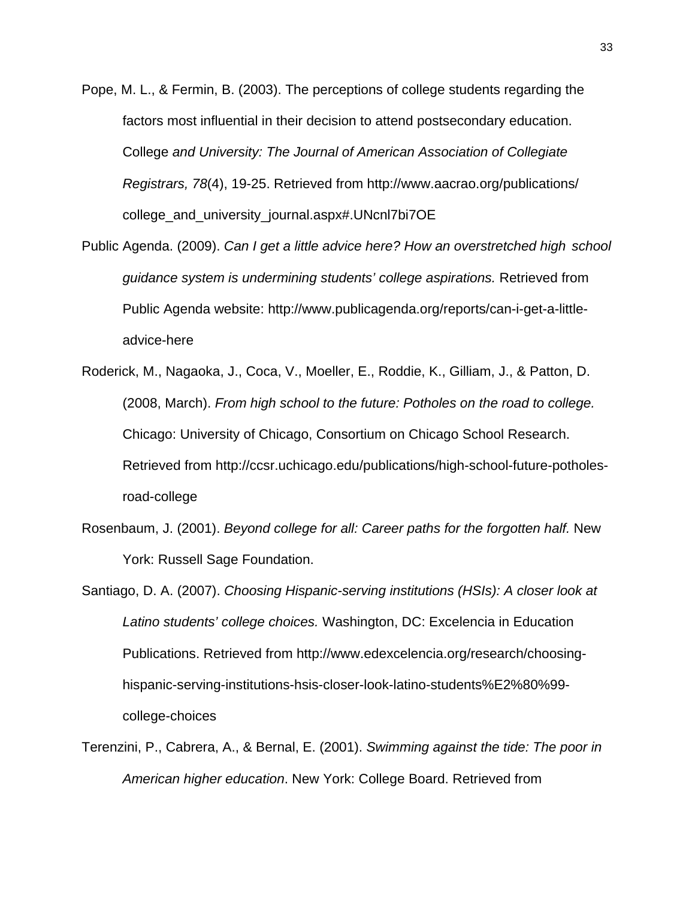Pope, M. L., & Fermin, B. (2003). The perceptions of college students regarding the factors most influential in their decision to attend postsecondary education. College *and University: The Journal of American Association of Collegiate Registrars, 78*(4), 19-25. Retrieved from http://www.aacrao.org/publications/ college_and_university_journal.aspx#.UNcnl7bi7OE

Public Agenda. (2009). *Can I get a little advice here? How an overstretched high school guidance system is undermining students' college aspirations.* Retrieved from Public Agenda website: http://www.publicagenda.org/reports/can-i-get-a-little-advice-here

Roderick, M., Nagaoka, J., Coca, V., Moeller, E., Roddie, K., Gilliam, J., & Patton, D. (2008, March). *From high school to the future: Potholes on the road to college.* Chicago: University of Chicago, Consortium on Chicago School Research. Retrieved from http://ccsr.uchicago.edu/publications/high-school-future-potholes-road-college

Rosenbaum, J. (2001). *Beyond college for all: Career paths for the forgotten half.* New York: Russell Sage Foundation.

Santiago, D. A. (2007). *Choosing Hispanic-serving institutions (HSIs): A closer look at Latino students' college choices.* Washington, DC: Excelencia in Education Publications. Retrieved from http://www.edexcelencia.org/research/choosing-hispanic-serving-institutions-hsis-closer-look-latino-students%E2%80%99-college-choices

Terenzini, P., Cabrera, A., & Bernal, E. (2001). *Swimming against the tide: The poor in American higher education*. New York: College Board. Retrieved from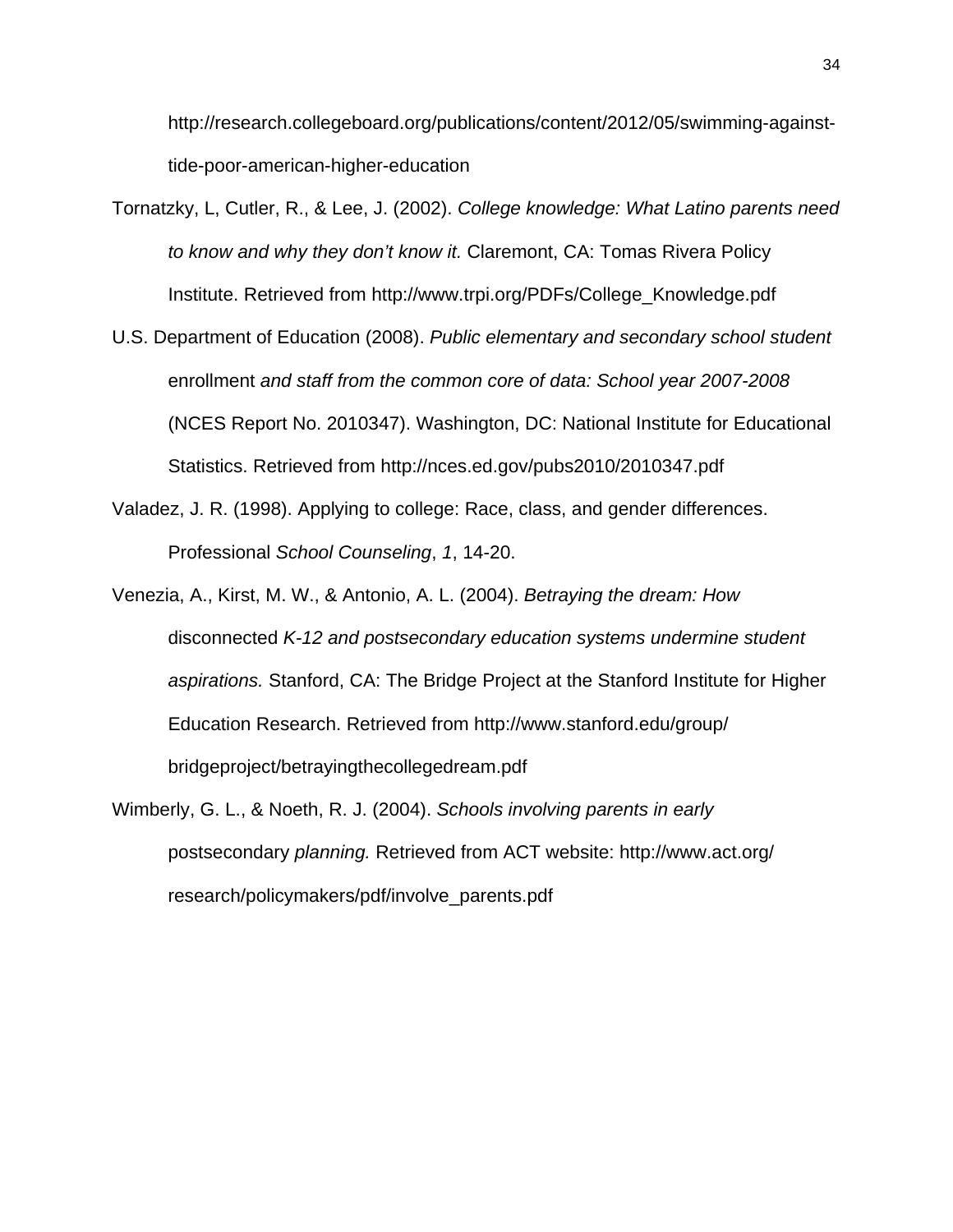http://research.collegeboard.org/publications/content/2012/05/swimming-against-tide-poor-american-higher-education

Tornatzky, L, Cutler, R., & Lee, J. (2002). *College knowledge: What Latino parents need to know and why they don't know it.* Claremont, CA: Tomas Rivera Policy Institute. Retrieved from http://www.trpi.org/PDFs/College_Knowledge.pdf

U.S. Department of Education (2008). *Public elementary and secondary school student* enrollment *and staff from the common core of data: School year 2007-2008* (NCES Report No. 2010347). Washington, DC: National Institute for Educational Statistics. Retrieved from http://nces.ed.gov/pubs2010/2010347.pdf

Valadez, J. R. (1998). Applying to college: Race, class, and gender differences. Professional *School Counseling*, *1*, 14-20.

Venezia, A., Kirst, M. W., & Antonio, A. L. (2004). *Betraying the dream: How* disconnected *K-12 and postsecondary education systems undermine student aspirations.* Stanford, CA: The Bridge Project at the Stanford Institute for Higher Education Research. Retrieved from http://www.stanford.edu/group/bridgeproject/betrayingthecollegedream.pdf

Wimberly, G. L., & Noeth, R. J. (2004). *Schools involving parents in early* postsecondary *planning.* Retrieved from ACT website: http://www.act.org/research/policymakers/pdf/involve_parents.pdf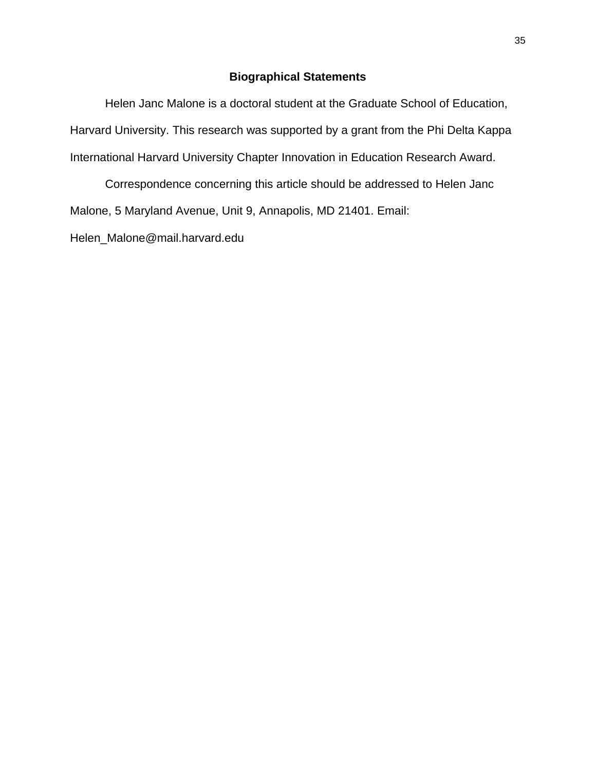## Biographical Statements

Helen Janc Malone is a doctoral student at the Graduate School of Education, Harvard University. This research was supported by a grant from the Phi Delta Kappa International Harvard University Chapter Innovation in Education Research Award.

Correspondence concerning this article should be addressed to Helen Janc Malone, 5 Maryland Avenue, Unit 9, Annapolis, MD 21401. Email: Helen_Malone@mail.harvard.edu